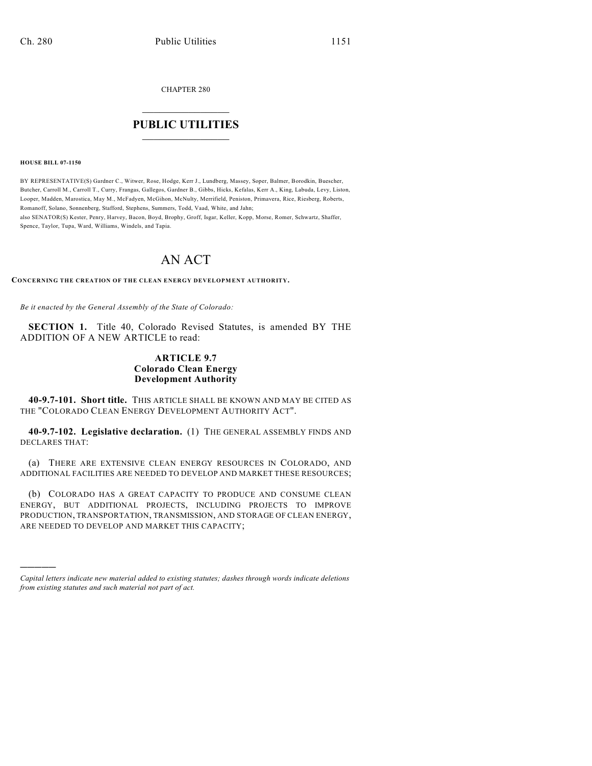CHAPTER 280

# PUBLIC UTILITIES

**HOUSE BILL 07-1150**

BY REPRESENTATIVE(S) Gardner C., Witwer, Rose, Hodge, Kerr J., Lundberg, Massey, Soper, Balmer, Borodkin, Buescher, Butcher, Carroll M., Carroll T., Curry, Frangas, Gallegos, Gardner B., Gibbs, Hicks, Kefalas, Kerr A., King, Labuda, Levy, Liston, Looper, Madden, Marostica, May M., McFadyen, McGihon, McNulty, Merrifield, Peniston, Primavera, Rice, Riesberg, Roberts, Romanoff, Solano, Sonnenberg, Stafford, Stephens, Summers, Todd, Vaad, White, and Jahn;
also SENATOR(S) Kester, Penry, Harvey, Bacon, Boyd, Brophy, Groff, Isgar, Keller, Kopp, Morse, Romer, Schwartz, Shaffer, Spence, Taylor, Tupa, Ward, Williams, Windels, and Tapia.

# AN ACT

**CONCERNING THE CREATION OF THE CLEAN ENERGY DEVELOPMENT AUTHORITY.**

*Be it enacted by the General Assembly of the State of Colorado:*

**SECTION 1.** Title 40, Colorado Revised Statutes, is amended BY THE ADDITION OF A NEW ARTICLE to read:

### ARTICLE 9.7
### Colorado Clean Energy Development Authority

**40-9.7-101. Short title.** THIS ARTICLE SHALL BE KNOWN AND MAY BE CITED AS THE "COLORADO CLEAN ENERGY DEVELOPMENT AUTHORITY ACT".

**40-9.7-102. Legislative declaration.** (1) THE GENERAL ASSEMBLY FINDS AND DECLARES THAT:

(a) THERE ARE EXTENSIVE CLEAN ENERGY RESOURCES IN COLORADO, AND ADDITIONAL FACILITIES ARE NEEDED TO DEVELOP AND MARKET THESE RESOURCES;

(b) COLORADO HAS A GREAT CAPACITY TO PRODUCE AND CONSUME CLEAN ENERGY, BUT ADDITIONAL PROJECTS, INCLUDING PROJECTS TO IMPROVE PRODUCTION, TRANSPORTATION, TRANSMISSION, AND STORAGE OF CLEAN ENERGY, ARE NEEDED TO DEVELOP AND MARKET THIS CAPACITY;

---

*Capital letters indicate new material added to existing statutes; dashes through words indicate deletions from existing statutes and such material not part of act.*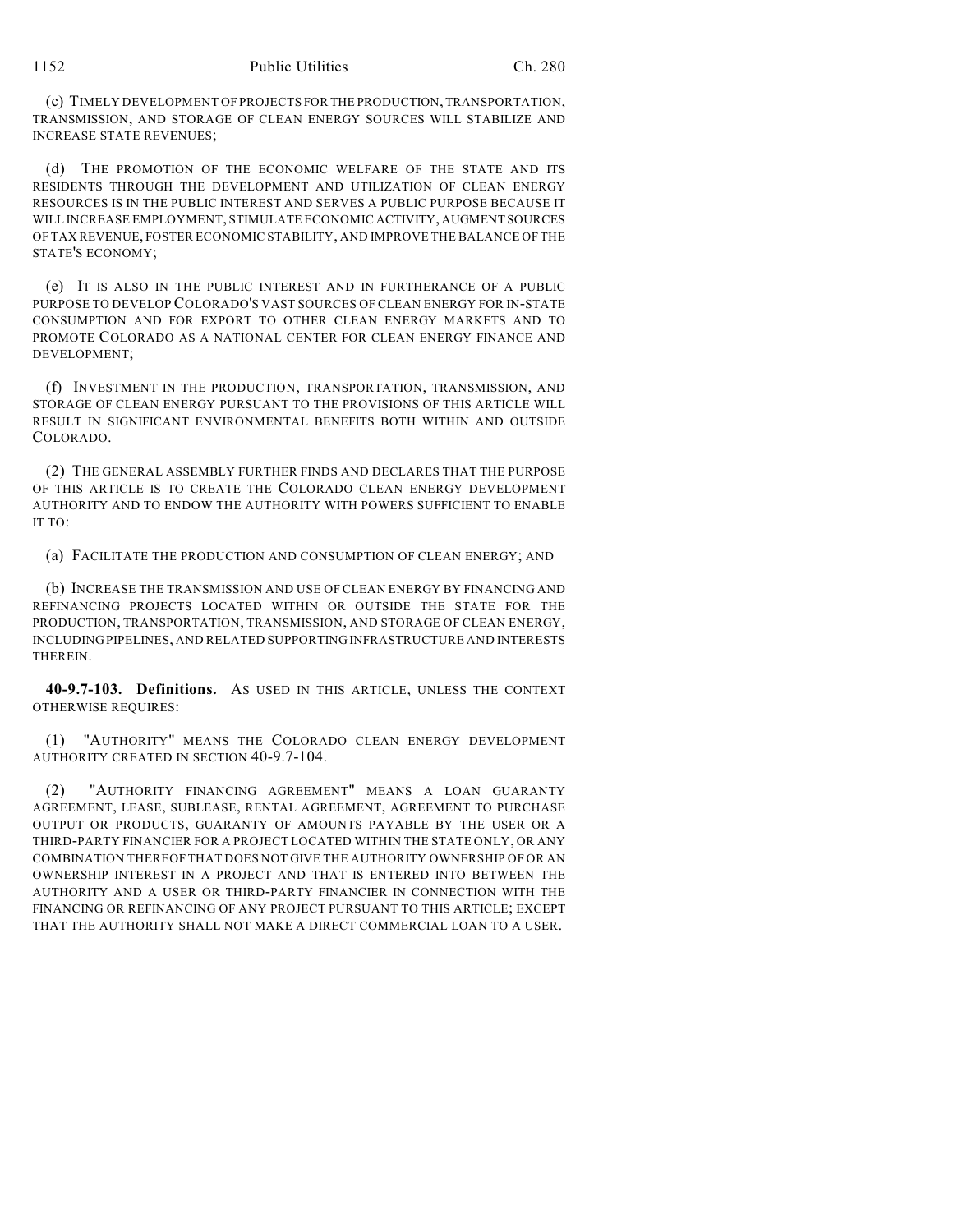(c) TIMELY DEVELOPMENT OF PROJECTS FOR THE PRODUCTION, TRANSPORTATION, TRANSMISSION, AND STORAGE OF CLEAN ENERGY SOURCES WILL STABILIZE AND INCREASE STATE REVENUES;

(d) THE PROMOTION OF THE ECONOMIC WELFARE OF THE STATE AND ITS RESIDENTS THROUGH THE DEVELOPMENT AND UTILIZATION OF CLEAN ENERGY RESOURCES IS IN THE PUBLIC INTEREST AND SERVES A PUBLIC PURPOSE BECAUSE IT WILL INCREASE EMPLOYMENT, STIMULATE ECONOMIC ACTIVITY, AUGMENT SOURCES OF TAX REVENUE, FOSTER ECONOMIC STABILITY, AND IMPROVE THE BALANCE OF THE STATE'S ECONOMY;

(e) IT IS ALSO IN THE PUBLIC INTEREST AND IN FURTHERANCE OF A PUBLIC PURPOSE TO DEVELOP COLORADO'S VAST SOURCES OF CLEAN ENERGY FOR IN-STATE CONSUMPTION AND FOR EXPORT TO OTHER CLEAN ENERGY MARKETS AND TO PROMOTE COLORADO AS A NATIONAL CENTER FOR CLEAN ENERGY FINANCE AND DEVELOPMENT;

(f) INVESTMENT IN THE PRODUCTION, TRANSPORTATION, TRANSMISSION, AND STORAGE OF CLEAN ENERGY PURSUANT TO THE PROVISIONS OF THIS ARTICLE WILL RESULT IN SIGNIFICANT ENVIRONMENTAL BENEFITS BOTH WITHIN AND OUTSIDE COLORADO.

(2) THE GENERAL ASSEMBLY FURTHER FINDS AND DECLARES THAT THE PURPOSE OF THIS ARTICLE IS TO CREATE THE COLORADO CLEAN ENERGY DEVELOPMENT AUTHORITY AND TO ENDOW THE AUTHORITY WITH POWERS SUFFICIENT TO ENABLE IT TO:

(a) FACILITATE THE PRODUCTION AND CONSUMPTION OF CLEAN ENERGY; AND

(b) INCREASE THE TRANSMISSION AND USE OF CLEAN ENERGY BY FINANCING AND REFINANCING PROJECTS LOCATED WITHIN OR OUTSIDE THE STATE FOR THE PRODUCTION, TRANSPORTATION, TRANSMISSION, AND STORAGE OF CLEAN ENERGY, INCLUDING PIPELINES, AND RELATED SUPPORTING INFRASTRUCTURE AND INTERESTS THEREIN.

**40-9.7-103. Definitions.** AS USED IN THIS ARTICLE, UNLESS THE CONTEXT OTHERWISE REQUIRES:

(1) "AUTHORITY" MEANS THE COLORADO CLEAN ENERGY DEVELOPMENT AUTHORITY CREATED IN SECTION 40-9.7-104.

(2) "AUTHORITY FINANCING AGREEMENT" MEANS A LOAN GUARANTY AGREEMENT, LEASE, SUBLEASE, RENTAL AGREEMENT, AGREEMENT TO PURCHASE OUTPUT OR PRODUCTS, GUARANTY OF AMOUNTS PAYABLE BY THE USER OR A THIRD-PARTY FINANCIER FOR A PROJECT LOCATED WITHIN THE STATE ONLY, OR ANY COMBINATION THEREOF THAT DOES NOT GIVE THE AUTHORITY OWNERSHIP OF OR AN OWNERSHIP INTEREST IN A PROJECT AND THAT IS ENTERED INTO BETWEEN THE AUTHORITY AND A USER OR THIRD-PARTY FINANCIER IN CONNECTION WITH THE FINANCING OR REFINANCING OF ANY PROJECT PURSUANT TO THIS ARTICLE; EXCEPT THAT THE AUTHORITY SHALL NOT MAKE A DIRECT COMMERCIAL LOAN TO A USER.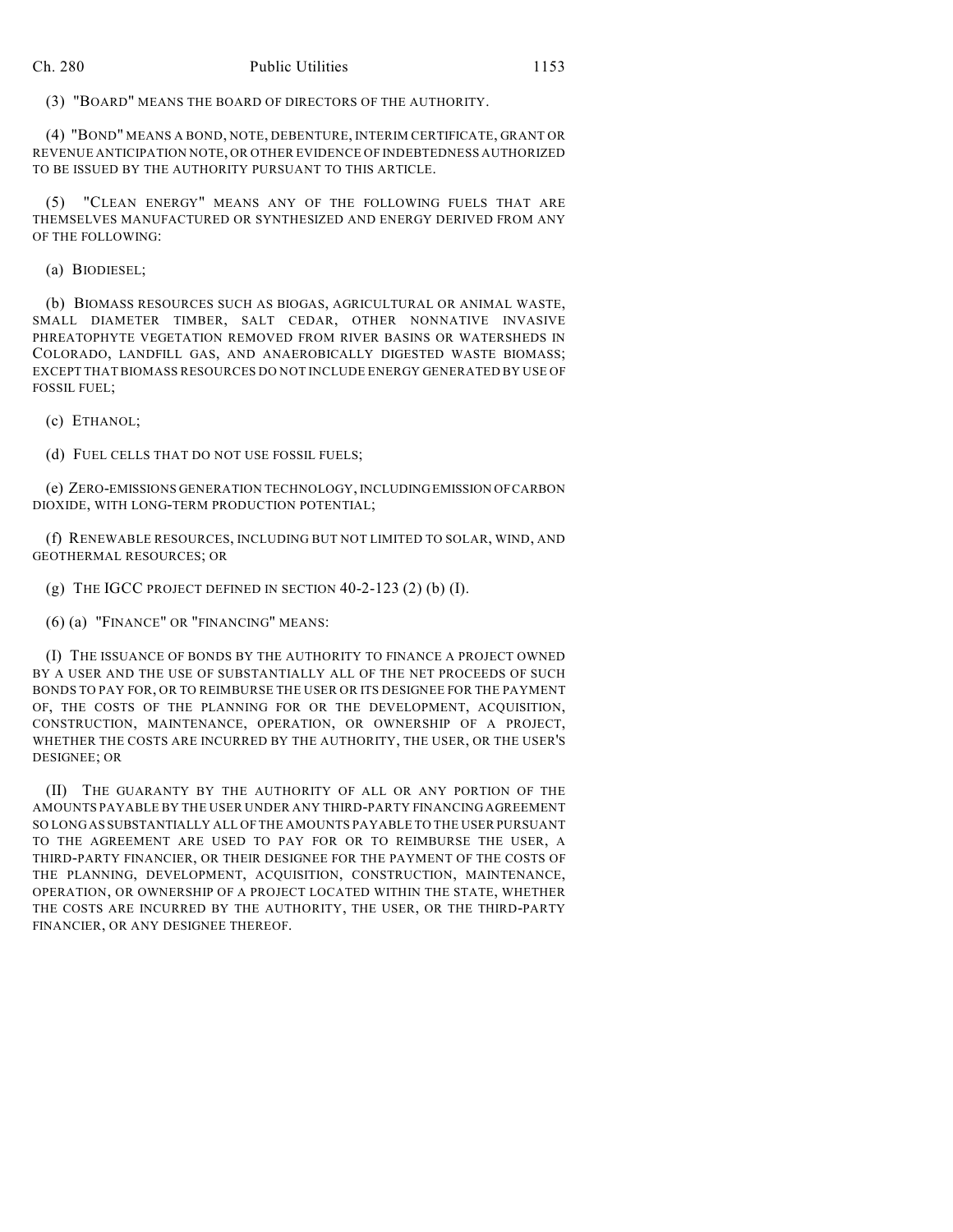(3) "BOARD" MEANS THE BOARD OF DIRECTORS OF THE AUTHORITY.

(4) "BOND" MEANS A BOND, NOTE, DEBENTURE, INTERIM CERTIFICATE, GRANT OR REVENUE ANTICIPATION NOTE, OR OTHER EVIDENCE OF INDEBTEDNESS AUTHORIZED TO BE ISSUED BY THE AUTHORITY PURSUANT TO THIS ARTICLE.

(5) "CLEAN ENERGY" MEANS ANY OF THE FOLLOWING FUELS THAT ARE THEMSELVES MANUFACTURED OR SYNTHESIZED AND ENERGY DERIVED FROM ANY OF THE FOLLOWING:

(a) BIODIESEL;

(b) BIOMASS RESOURCES SUCH AS BIOGAS, AGRICULTURAL OR ANIMAL WASTE, SMALL DIAMETER TIMBER, SALT CEDAR, OTHER NONNATIVE INVASIVE PHREATOPHYTE VEGETATION REMOVED FROM RIVER BASINS OR WATERSHEDS IN COLORADO, LANDFILL GAS, AND ANAEROBICALLY DIGESTED WASTE BIOMASS; EXCEPT THAT BIOMASS RESOURCES DO NOT INCLUDE ENERGY GENERATED BY USE OF FOSSIL FUEL;

(c) ETHANOL;

(d) FUEL CELLS THAT DO NOT USE FOSSIL FUELS;

(e) ZERO-EMISSIONS GENERATION TECHNOLOGY, INCLUDING EMISSION OF CARBON DIOXIDE, WITH LONG-TERM PRODUCTION POTENTIAL;

(f) RENEWABLE RESOURCES, INCLUDING BUT NOT LIMITED TO SOLAR, WIND, AND GEOTHERMAL RESOURCES; OR

(g) THE IGCC PROJECT DEFINED IN SECTION 40-2-123 (2) (b) (I).

(6) (a) "FINANCE" OR "FINANCING" MEANS:

(I) THE ISSUANCE OF BONDS BY THE AUTHORITY TO FINANCE A PROJECT OWNED BY A USER AND THE USE OF SUBSTANTIALLY ALL OF THE NET PROCEEDS OF SUCH BONDS TO PAY FOR, OR TO REIMBURSE THE USER OR ITS DESIGNEE FOR THE PAYMENT OF, THE COSTS OF THE PLANNING FOR OR THE DEVELOPMENT, ACQUISITION, CONSTRUCTION, MAINTENANCE, OPERATION, OR OWNERSHIP OF A PROJECT, WHETHER THE COSTS ARE INCURRED BY THE AUTHORITY, THE USER, OR THE USER'S DESIGNEE; OR

(II) THE GUARANTY BY THE AUTHORITY OF ALL OR ANY PORTION OF THE AMOUNTS PAYABLE BY THE USER UNDER ANY THIRD-PARTY FINANCING AGREEMENT SO LONG AS SUBSTANTIALLY ALL OF THE AMOUNTS PAYABLE TO THE USER PURSUANT TO THE AGREEMENT ARE USED TO PAY FOR OR TO REIMBURSE THE USER, A THIRD-PARTY FINANCIER, OR THEIR DESIGNEE FOR THE PAYMENT OF THE COSTS OF THE PLANNING, DEVELOPMENT, ACQUISITION, CONSTRUCTION, MAINTENANCE, OPERATION, OR OWNERSHIP OF A PROJECT LOCATED WITHIN THE STATE, WHETHER THE COSTS ARE INCURRED BY THE AUTHORITY, THE USER, OR THE THIRD-PARTY FINANCIER, OR ANY DESIGNEE THEREOF.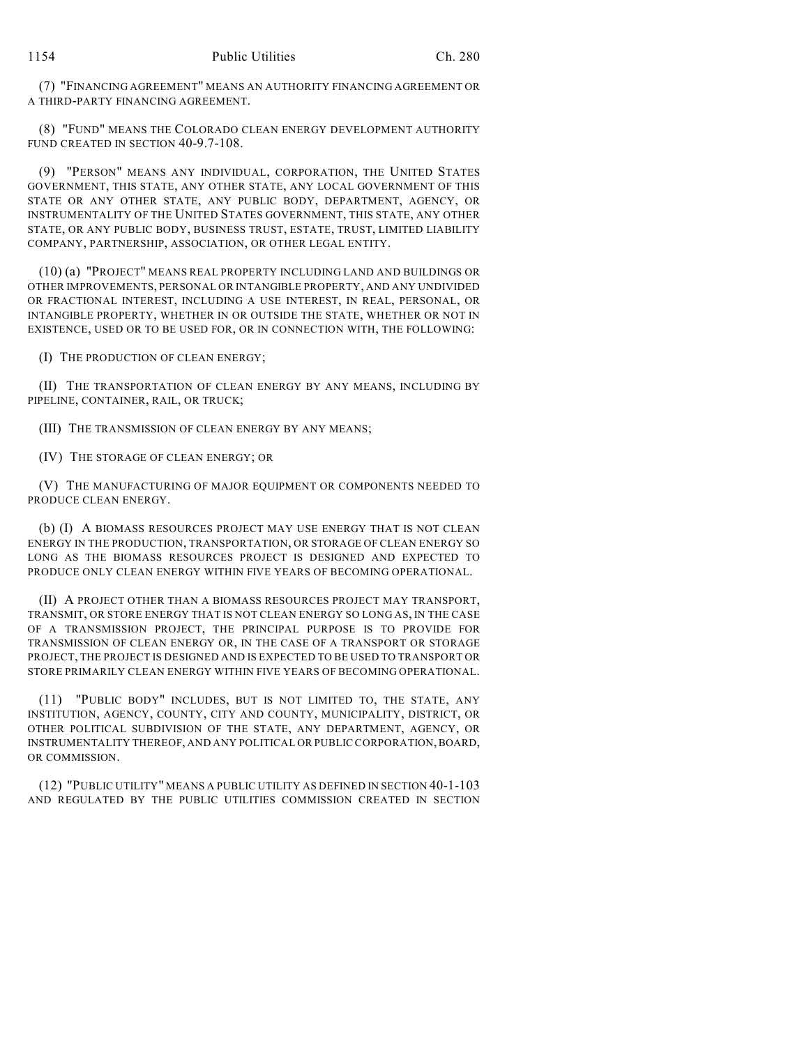(7) "FINANCING AGREEMENT" MEANS AN AUTHORITY FINANCING AGREEMENT OR A THIRD-PARTY FINANCING AGREEMENT.

(8) "FUND" MEANS THE COLORADO CLEAN ENERGY DEVELOPMENT AUTHORITY FUND CREATED IN SECTION 40-9.7-108.

(9) "PERSON" MEANS ANY INDIVIDUAL, CORPORATION, THE UNITED STATES GOVERNMENT, THIS STATE, ANY OTHER STATE, ANY LOCAL GOVERNMENT OF THIS STATE OR ANY OTHER STATE, ANY PUBLIC BODY, DEPARTMENT, AGENCY, OR INSTRUMENTALITY OF THE UNITED STATES GOVERNMENT, THIS STATE, ANY OTHER STATE, OR ANY PUBLIC BODY, BUSINESS TRUST, ESTATE, TRUST, LIMITED LIABILITY COMPANY, PARTNERSHIP, ASSOCIATION, OR OTHER LEGAL ENTITY.

(10) (a) "PROJECT" MEANS REAL PROPERTY INCLUDING LAND AND BUILDINGS OR OTHER IMPROVEMENTS, PERSONAL OR INTANGIBLE PROPERTY, AND ANY UNDIVIDED OR FRACTIONAL INTEREST, INCLUDING A USE INTEREST, IN REAL, PERSONAL, OR INTANGIBLE PROPERTY, WHETHER IN OR OUTSIDE THE STATE, WHETHER OR NOT IN EXISTENCE, USED OR TO BE USED FOR, OR IN CONNECTION WITH, THE FOLLOWING:

(I) THE PRODUCTION OF CLEAN ENERGY;

(II) THE TRANSPORTATION OF CLEAN ENERGY BY ANY MEANS, INCLUDING BY PIPELINE, CONTAINER, RAIL, OR TRUCK;

(III) THE TRANSMISSION OF CLEAN ENERGY BY ANY MEANS;

(IV) THE STORAGE OF CLEAN ENERGY; OR

(V) THE MANUFACTURING OF MAJOR EQUIPMENT OR COMPONENTS NEEDED TO PRODUCE CLEAN ENERGY.

(b) (I) A BIOMASS RESOURCES PROJECT MAY USE ENERGY THAT IS NOT CLEAN ENERGY IN THE PRODUCTION, TRANSPORTATION, OR STORAGE OF CLEAN ENERGY SO LONG AS THE BIOMASS RESOURCES PROJECT IS DESIGNED AND EXPECTED TO PRODUCE ONLY CLEAN ENERGY WITHIN FIVE YEARS OF BECOMING OPERATIONAL.

(II) A PROJECT OTHER THAN A BIOMASS RESOURCES PROJECT MAY TRANSPORT, TRANSMIT, OR STORE ENERGY THAT IS NOT CLEAN ENERGY SO LONG AS, IN THE CASE OF A TRANSMISSION PROJECT, THE PRINCIPAL PURPOSE IS TO PROVIDE FOR TRANSMISSION OF CLEAN ENERGY OR, IN THE CASE OF A TRANSPORT OR STORAGE PROJECT, THE PROJECT IS DESIGNED AND IS EXPECTED TO BE USED TO TRANSPORT OR STORE PRIMARILY CLEAN ENERGY WITHIN FIVE YEARS OF BECOMING OPERATIONAL.

(11) "PUBLIC BODY" INCLUDES, BUT IS NOT LIMITED TO, THE STATE, ANY INSTITUTION, AGENCY, COUNTY, CITY AND COUNTY, MUNICIPALITY, DISTRICT, OR OTHER POLITICAL SUBDIVISION OF THE STATE, ANY DEPARTMENT, AGENCY, OR INSTRUMENTALITY THEREOF, AND ANY POLITICAL OR PUBLIC CORPORATION, BOARD, OR COMMISSION.

(12) "PUBLIC UTILITY" MEANS A PUBLIC UTILITY AS DEFINED IN SECTION 40-1-103 AND REGULATED BY THE PUBLIC UTILITIES COMMISSION CREATED IN SECTION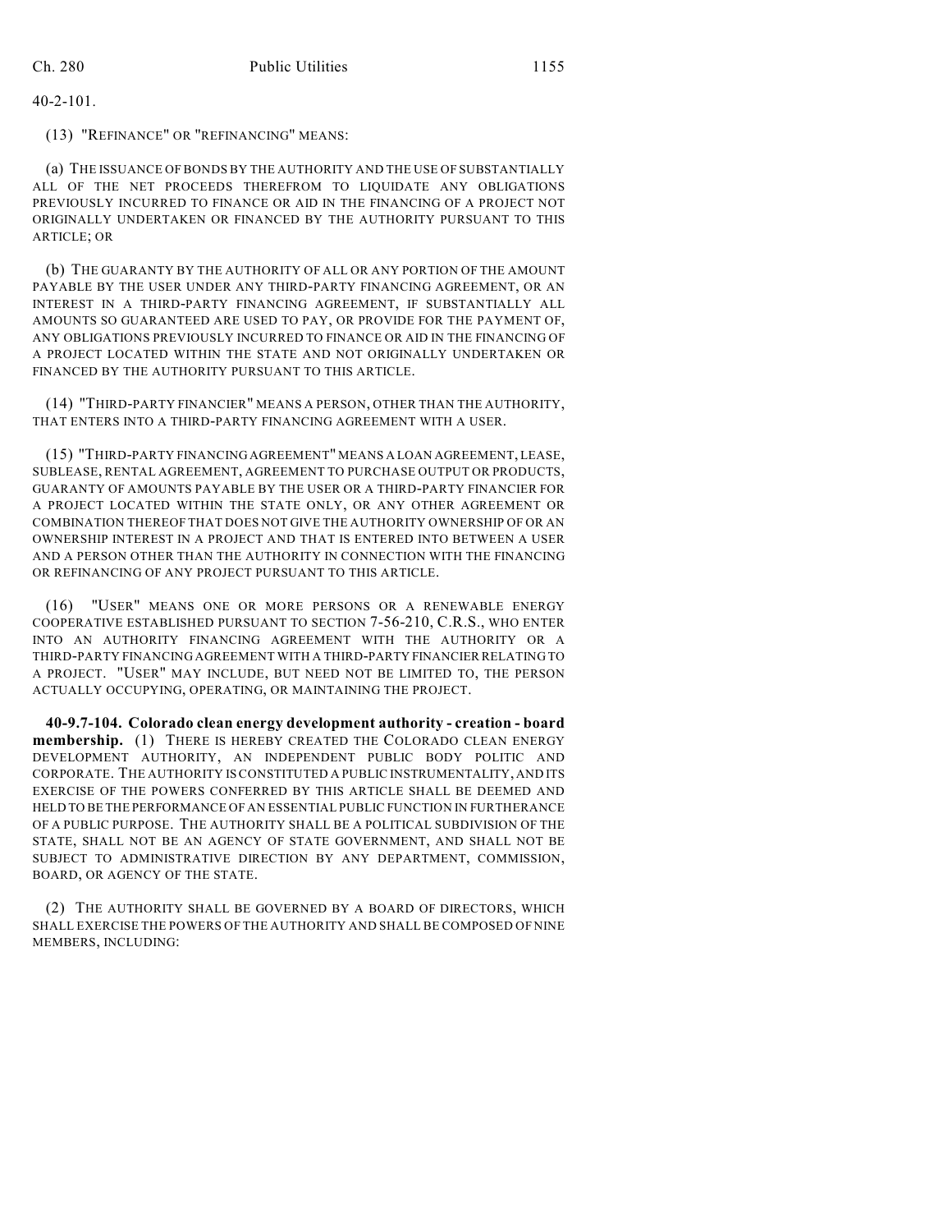40-2-101.

(13) "REFINANCE" OR "REFINANCING" MEANS:

(a) THE ISSUANCE OF BONDS BY THE AUTHORITY AND THE USE OF SUBSTANTIALLY ALL OF THE NET PROCEEDS THEREFROM TO LIQUIDATE ANY OBLIGATIONS PREVIOUSLY INCURRED TO FINANCE OR AID IN THE FINANCING OF A PROJECT NOT ORIGINALLY UNDERTAKEN OR FINANCED BY THE AUTHORITY PURSUANT TO THIS ARTICLE; OR

(b) THE GUARANTY BY THE AUTHORITY OF ALL OR ANY PORTION OF THE AMOUNT PAYABLE BY THE USER UNDER ANY THIRD-PARTY FINANCING AGREEMENT, OR AN INTEREST IN A THIRD-PARTY FINANCING AGREEMENT, IF SUBSTANTIALLY ALL AMOUNTS SO GUARANTEED ARE USED TO PAY, OR PROVIDE FOR THE PAYMENT OF, ANY OBLIGATIONS PREVIOUSLY INCURRED TO FINANCE OR AID IN THE FINANCING OF A PROJECT LOCATED WITHIN THE STATE AND NOT ORIGINALLY UNDERTAKEN OR FINANCED BY THE AUTHORITY PURSUANT TO THIS ARTICLE.

(14) "THIRD-PARTY FINANCIER" MEANS A PERSON, OTHER THAN THE AUTHORITY, THAT ENTERS INTO A THIRD-PARTY FINANCING AGREEMENT WITH A USER.

(15) "THIRD-PARTY FINANCING AGREEMENT" MEANS A LOAN AGREEMENT, LEASE, SUBLEASE, RENTAL AGREEMENT, AGREEMENT TO PURCHASE OUTPUT OR PRODUCTS, GUARANTY OF AMOUNTS PAYABLE BY THE USER OR A THIRD-PARTY FINANCIER FOR A PROJECT LOCATED WITHIN THE STATE ONLY, OR ANY OTHER AGREEMENT OR COMBINATION THEREOF THAT DOES NOT GIVE THE AUTHORITY OWNERSHIP OF OR AN OWNERSHIP INTEREST IN A PROJECT AND THAT IS ENTERED INTO BETWEEN A USER AND A PERSON OTHER THAN THE AUTHORITY IN CONNECTION WITH THE FINANCING OR REFINANCING OF ANY PROJECT PURSUANT TO THIS ARTICLE.

(16) "USER" MEANS ONE OR MORE PERSONS OR A RENEWABLE ENERGY COOPERATIVE ESTABLISHED PURSUANT TO SECTION 7-56-210, C.R.S., WHO ENTER INTO AN AUTHORITY FINANCING AGREEMENT WITH THE AUTHORITY OR A THIRD-PARTY FINANCING AGREEMENT WITH A THIRD-PARTY FINANCIER RELATING TO A PROJECT. "USER" MAY INCLUDE, BUT NEED NOT BE LIMITED TO, THE PERSON ACTUALLY OCCUPYING, OPERATING, OR MAINTAINING THE PROJECT.

**40-9.7-104. Colorado clean energy development authority - creation - board membership.** (1) THERE IS HEREBY CREATED THE COLORADO CLEAN ENERGY DEVELOPMENT AUTHORITY, AN INDEPENDENT PUBLIC BODY POLITIC AND CORPORATE. THE AUTHORITY IS CONSTITUTED A PUBLIC INSTRUMENTALITY, AND ITS EXERCISE OF THE POWERS CONFERRED BY THIS ARTICLE SHALL BE DEEMED AND HELD TO BE THE PERFORMANCE OF AN ESSENTIAL PUBLIC FUNCTION IN FURTHERANCE OF A PUBLIC PURPOSE. THE AUTHORITY SHALL BE A POLITICAL SUBDIVISION OF THE STATE, SHALL NOT BE AN AGENCY OF STATE GOVERNMENT, AND SHALL NOT BE SUBJECT TO ADMINISTRATIVE DIRECTION BY ANY DEPARTMENT, COMMISSION, BOARD, OR AGENCY OF THE STATE.

(2) THE AUTHORITY SHALL BE GOVERNED BY A BOARD OF DIRECTORS, WHICH SHALL EXERCISE THE POWERS OF THE AUTHORITY AND SHALL BE COMPOSED OF NINE MEMBERS, INCLUDING: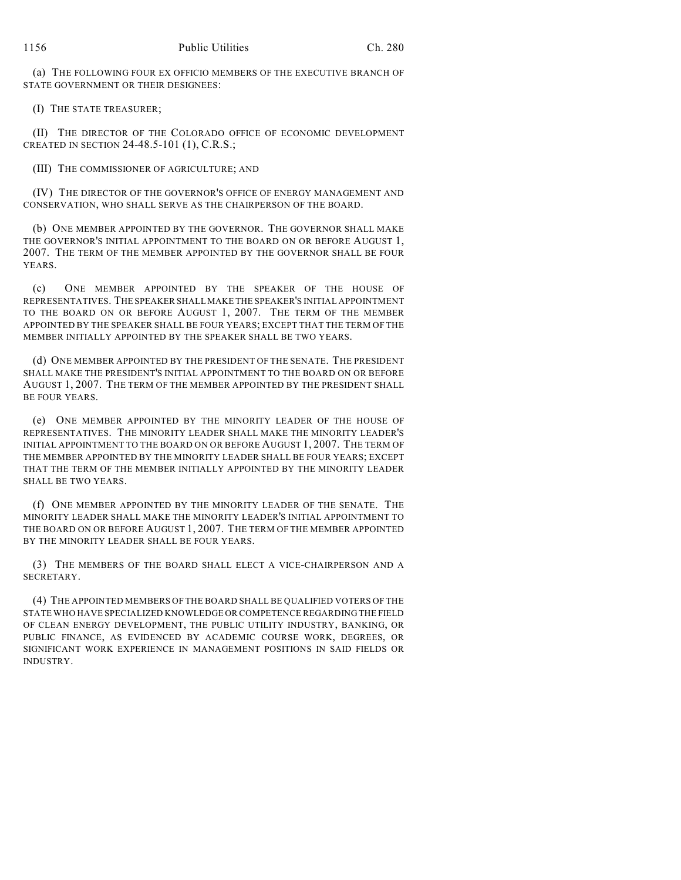(a) THE FOLLOWING FOUR EX OFFICIO MEMBERS OF THE EXECUTIVE BRANCH OF STATE GOVERNMENT OR THEIR DESIGNEES:

(I) THE STATE TREASURER;

(II) THE DIRECTOR OF THE COLORADO OFFICE OF ECONOMIC DEVELOPMENT CREATED IN SECTION 24-48.5-101 (1), C.R.S.;

(III) THE COMMISSIONER OF AGRICULTURE; AND

(IV) THE DIRECTOR OF THE GOVERNOR'S OFFICE OF ENERGY MANAGEMENT AND CONSERVATION, WHO SHALL SERVE AS THE CHAIRPERSON OF THE BOARD.

(b) ONE MEMBER APPOINTED BY THE GOVERNOR. THE GOVERNOR SHALL MAKE THE GOVERNOR'S INITIAL APPOINTMENT TO THE BOARD ON OR BEFORE AUGUST 1, 2007. THE TERM OF THE MEMBER APPOINTED BY THE GOVERNOR SHALL BE FOUR YEARS.

(c) ONE MEMBER APPOINTED BY THE SPEAKER OF THE HOUSE OF REPRESENTATIVES. THE SPEAKER SHALL MAKE THE SPEAKER'S INITIAL APPOINTMENT TO THE BOARD ON OR BEFORE AUGUST 1, 2007. THE TERM OF THE MEMBER APPOINTED BY THE SPEAKER SHALL BE FOUR YEARS; EXCEPT THAT THE TERM OF THE MEMBER INITIALLY APPOINTED BY THE SPEAKER SHALL BE TWO YEARS.

(d) ONE MEMBER APPOINTED BY THE PRESIDENT OF THE SENATE. THE PRESIDENT SHALL MAKE THE PRESIDENT'S INITIAL APPOINTMENT TO THE BOARD ON OR BEFORE AUGUST 1, 2007. THE TERM OF THE MEMBER APPOINTED BY THE PRESIDENT SHALL BE FOUR YEARS.

(e) ONE MEMBER APPOINTED BY THE MINORITY LEADER OF THE HOUSE OF REPRESENTATIVES. THE MINORITY LEADER SHALL MAKE THE MINORITY LEADER'S INITIAL APPOINTMENT TO THE BOARD ON OR BEFORE AUGUST 1, 2007. THE TERM OF THE MEMBER APPOINTED BY THE MINORITY LEADER SHALL BE FOUR YEARS; EXCEPT THAT THE TERM OF THE MEMBER INITIALLY APPOINTED BY THE MINORITY LEADER SHALL BE TWO YEARS.

(f) ONE MEMBER APPOINTED BY THE MINORITY LEADER OF THE SENATE. THE MINORITY LEADER SHALL MAKE THE MINORITY LEADER'S INITIAL APPOINTMENT TO THE BOARD ON OR BEFORE AUGUST 1, 2007. THE TERM OF THE MEMBER APPOINTED BY THE MINORITY LEADER SHALL BE FOUR YEARS.

(3) THE MEMBERS OF THE BOARD SHALL ELECT A VICE-CHAIRPERSON AND A SECRETARY.

(4) THE APPOINTED MEMBERS OF THE BOARD SHALL BE QUALIFIED VOTERS OF THE STATE WHO HAVE SPECIALIZED KNOWLEDGE OR COMPETENCE REGARDING THE FIELD OF CLEAN ENERGY DEVELOPMENT, THE PUBLIC UTILITY INDUSTRY, BANKING, OR PUBLIC FINANCE, AS EVIDENCED BY ACADEMIC COURSE WORK, DEGREES, OR SIGNIFICANT WORK EXPERIENCE IN MANAGEMENT POSITIONS IN SAID FIELDS OR INDUSTRY.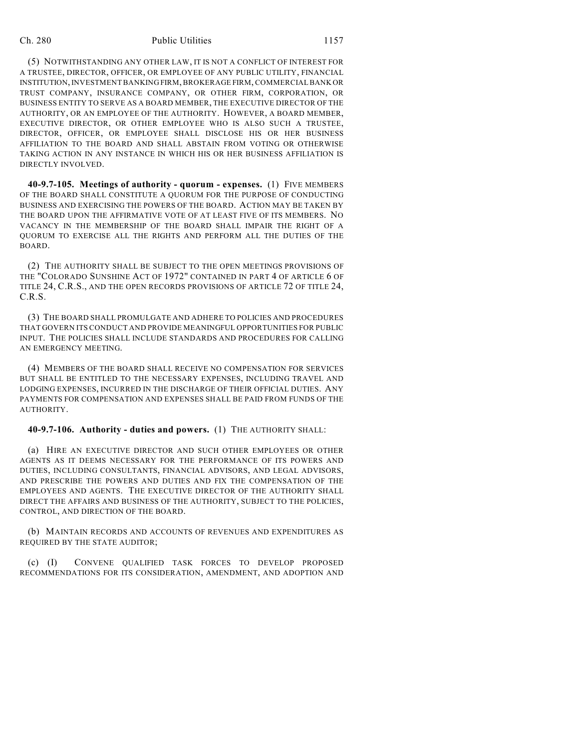(5) NOTWITHSTANDING ANY OTHER LAW, IT IS NOT A CONFLICT OF INTEREST FOR A TRUSTEE, DIRECTOR, OFFICER, OR EMPLOYEE OF ANY PUBLIC UTILITY, FINANCIAL INSTITUTION, INVESTMENT BANKING FIRM, BROKERAGE FIRM, COMMERCIAL BANK OR TRUST COMPANY, INSURANCE COMPANY, OR OTHER FIRM, CORPORATION, OR BUSINESS ENTITY TO SERVE AS A BOARD MEMBER, THE EXECUTIVE DIRECTOR OF THE AUTHORITY, OR AN EMPLOYEE OF THE AUTHORITY. HOWEVER, A BOARD MEMBER, EXECUTIVE DIRECTOR, OR OTHER EMPLOYEE WHO IS ALSO SUCH A TRUSTEE, DIRECTOR, OFFICER, OR EMPLOYEE SHALL DISCLOSE HIS OR HER BUSINESS AFFILIATION TO THE BOARD AND SHALL ABSTAIN FROM VOTING OR OTHERWISE TAKING ACTION IN ANY INSTANCE IN WHICH HIS OR HER BUSINESS AFFILIATION IS DIRECTLY INVOLVED.

**40-9.7-105. Meetings of authority - quorum - expenses.** (1) FIVE MEMBERS OF THE BOARD SHALL CONSTITUTE A QUORUM FOR THE PURPOSE OF CONDUCTING BUSINESS AND EXERCISING THE POWERS OF THE BOARD. ACTION MAY BE TAKEN BY THE BOARD UPON THE AFFIRMATIVE VOTE OF AT LEAST FIVE OF ITS MEMBERS. NO VACANCY IN THE MEMBERSHIP OF THE BOARD SHALL IMPAIR THE RIGHT OF A QUORUM TO EXERCISE ALL THE RIGHTS AND PERFORM ALL THE DUTIES OF THE BOARD.

(2) THE AUTHORITY SHALL BE SUBJECT TO THE OPEN MEETINGS PROVISIONS OF THE "COLORADO SUNSHINE ACT OF 1972" CONTAINED IN PART 4 OF ARTICLE 6 OF TITLE 24, C.R.S., AND THE OPEN RECORDS PROVISIONS OF ARTICLE 72 OF TITLE 24, C.R.S.

(3) THE BOARD SHALL PROMULGATE AND ADHERE TO POLICIES AND PROCEDURES THAT GOVERN ITS CONDUCT AND PROVIDE MEANINGFUL OPPORTUNITIES FOR PUBLIC INPUT. THE POLICIES SHALL INCLUDE STANDARDS AND PROCEDURES FOR CALLING AN EMERGENCY MEETING.

(4) MEMBERS OF THE BOARD SHALL RECEIVE NO COMPENSATION FOR SERVICES BUT SHALL BE ENTITLED TO THE NECESSARY EXPENSES, INCLUDING TRAVEL AND LODGING EXPENSES, INCURRED IN THE DISCHARGE OF THEIR OFFICIAL DUTIES. ANY PAYMENTS FOR COMPENSATION AND EXPENSES SHALL BE PAID FROM FUNDS OF THE AUTHORITY.

**40-9.7-106. Authority - duties and powers.** (1) THE AUTHORITY SHALL:

(a) HIRE AN EXECUTIVE DIRECTOR AND SUCH OTHER EMPLOYEES OR OTHER AGENTS AS IT DEEMS NECESSARY FOR THE PERFORMANCE OF ITS POWERS AND DUTIES, INCLUDING CONSULTANTS, FINANCIAL ADVISORS, AND LEGAL ADVISORS, AND PRESCRIBE THE POWERS AND DUTIES AND FIX THE COMPENSATION OF THE EMPLOYEES AND AGENTS. THE EXECUTIVE DIRECTOR OF THE AUTHORITY SHALL DIRECT THE AFFAIRS AND BUSINESS OF THE AUTHORITY, SUBJECT TO THE POLICIES, CONTROL, AND DIRECTION OF THE BOARD.

(b) MAINTAIN RECORDS AND ACCOUNTS OF REVENUES AND EXPENDITURES AS REQUIRED BY THE STATE AUDITOR;

(c) (I) CONVENE QUALIFIED TASK FORCES TO DEVELOP PROPOSED RECOMMENDATIONS FOR ITS CONSIDERATION, AMENDMENT, AND ADOPTION AND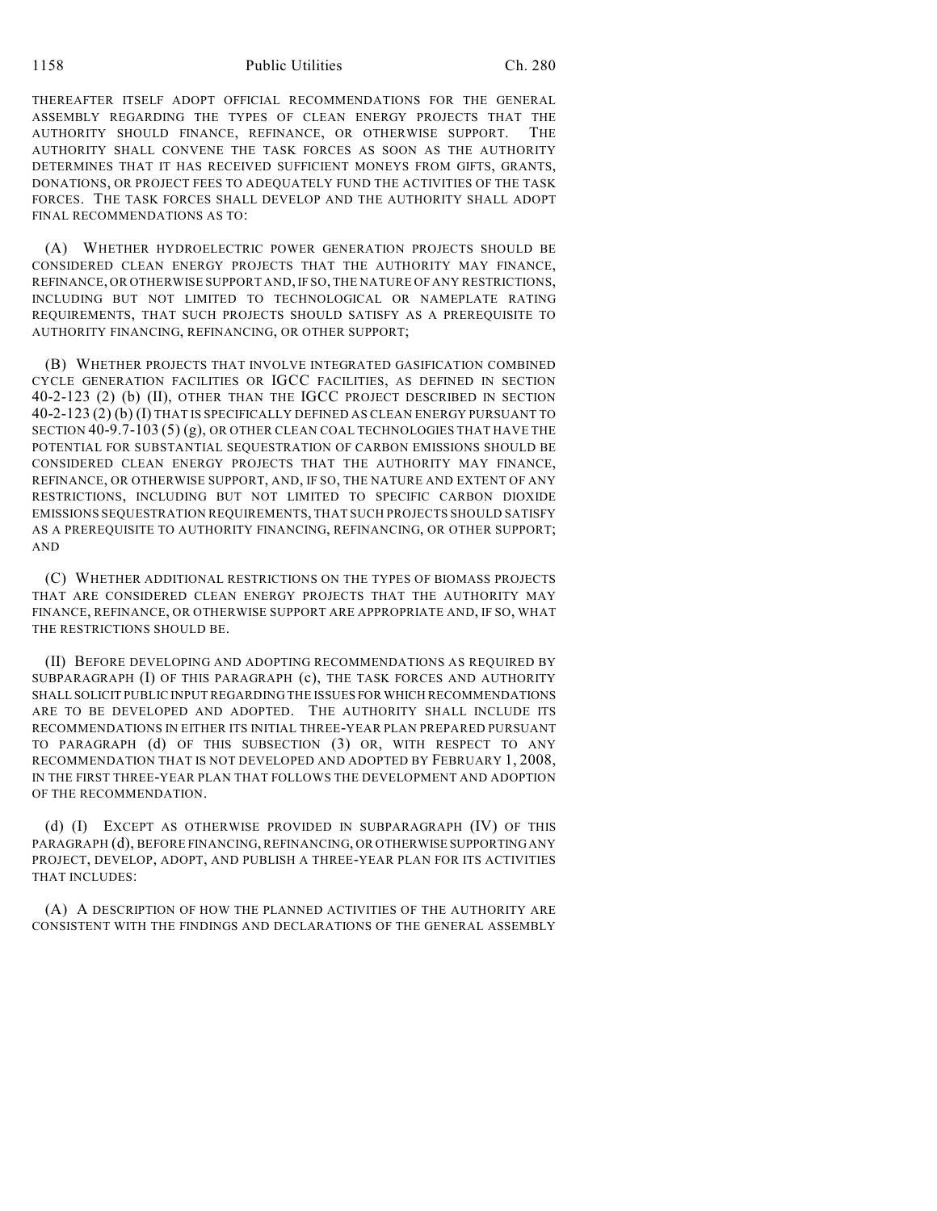THEREAFTER ITSELF ADOPT OFFICIAL RECOMMENDATIONS FOR THE GENERAL ASSEMBLY REGARDING THE TYPES OF CLEAN ENERGY PROJECTS THAT THE AUTHORITY SHOULD FINANCE, REFINANCE, OR OTHERWISE SUPPORT. THE AUTHORITY SHALL CONVENE THE TASK FORCES AS SOON AS THE AUTHORITY DETERMINES THAT IT HAS RECEIVED SUFFICIENT MONEYS FROM GIFTS, GRANTS, DONATIONS, OR PROJECT FEES TO ADEQUATELY FUND THE ACTIVITIES OF THE TASK FORCES. THE TASK FORCES SHALL DEVELOP AND THE AUTHORITY SHALL ADOPT FINAL RECOMMENDATIONS AS TO:

(A) WHETHER HYDROELECTRIC POWER GENERATION PROJECTS SHOULD BE CONSIDERED CLEAN ENERGY PROJECTS THAT THE AUTHORITY MAY FINANCE, REFINANCE, OR OTHERWISE SUPPORT AND, IF SO, THE NATURE OF ANY RESTRICTIONS, INCLUDING BUT NOT LIMITED TO TECHNOLOGICAL OR NAMEPLATE RATING REQUIREMENTS, THAT SUCH PROJECTS SHOULD SATISFY AS A PREREQUISITE TO AUTHORITY FINANCING, REFINANCING, OR OTHER SUPPORT;

(B) WHETHER PROJECTS THAT INVOLVE INTEGRATED GASIFICATION COMBINED CYCLE GENERATION FACILITIES OR IGCC FACILITIES, AS DEFINED IN SECTION 40-2-123 (2) (b) (II), OTHER THAN THE IGCC PROJECT DESCRIBED IN SECTION 40-2-123 (2) (b) (I) THAT IS SPECIFICALLY DEFINED AS CLEAN ENERGY PURSUANT TO SECTION 40-9.7-103 (5) (g), OR OTHER CLEAN COAL TECHNOLOGIES THAT HAVE THE POTENTIAL FOR SUBSTANTIAL SEQUESTRATION OF CARBON EMISSIONS SHOULD BE CONSIDERED CLEAN ENERGY PROJECTS THAT THE AUTHORITY MAY FINANCE, REFINANCE, OR OTHERWISE SUPPORT, AND, IF SO, THE NATURE AND EXTENT OF ANY RESTRICTIONS, INCLUDING BUT NOT LIMITED TO SPECIFIC CARBON DIOXIDE EMISSIONS SEQUESTRATION REQUIREMENTS, THAT SUCH PROJECTS SHOULD SATISFY AS A PREREQUISITE TO AUTHORITY FINANCING, REFINANCING, OR OTHER SUPPORT; AND

(C) WHETHER ADDITIONAL RESTRICTIONS ON THE TYPES OF BIOMASS PROJECTS THAT ARE CONSIDERED CLEAN ENERGY PROJECTS THAT THE AUTHORITY MAY FINANCE, REFINANCE, OR OTHERWISE SUPPORT ARE APPROPRIATE AND, IF SO, WHAT THE RESTRICTIONS SHOULD BE.

(II) BEFORE DEVELOPING AND ADOPTING RECOMMENDATIONS AS REQUIRED BY SUBPARAGRAPH (I) OF THIS PARAGRAPH (c), THE TASK FORCES AND AUTHORITY SHALL SOLICIT PUBLIC INPUT REGARDING THE ISSUES FOR WHICH RECOMMENDATIONS ARE TO BE DEVELOPED AND ADOPTED. THE AUTHORITY SHALL INCLUDE ITS RECOMMENDATIONS IN EITHER ITS INITIAL THREE-YEAR PLAN PREPARED PURSUANT TO PARAGRAPH (d) OF THIS SUBSECTION (3) OR, WITH RESPECT TO ANY RECOMMENDATION THAT IS NOT DEVELOPED AND ADOPTED BY FEBRUARY 1, 2008, IN THE FIRST THREE-YEAR PLAN THAT FOLLOWS THE DEVELOPMENT AND ADOPTION OF THE RECOMMENDATION.

(d) (I) EXCEPT AS OTHERWISE PROVIDED IN SUBPARAGRAPH (IV) OF THIS PARAGRAPH (d), BEFORE FINANCING, REFINANCING, OR OTHERWISE SUPPORTING ANY PROJECT, DEVELOP, ADOPT, AND PUBLISH A THREE-YEAR PLAN FOR ITS ACTIVITIES THAT INCLUDES:

(A) A DESCRIPTION OF HOW THE PLANNED ACTIVITIES OF THE AUTHORITY ARE CONSISTENT WITH THE FINDINGS AND DECLARATIONS OF THE GENERAL ASSEMBLY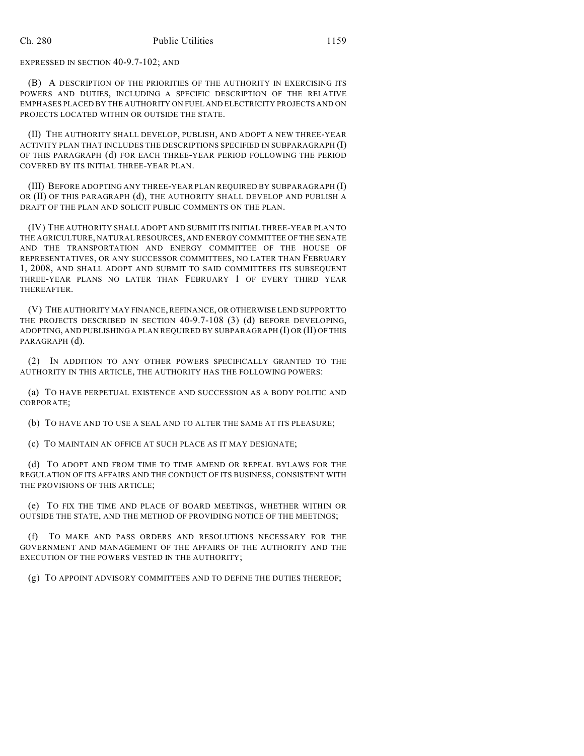EXPRESSED IN SECTION 40-9.7-102; AND

(B) A DESCRIPTION OF THE PRIORITIES OF THE AUTHORITY IN EXERCISING ITS POWERS AND DUTIES, INCLUDING A SPECIFIC DESCRIPTION OF THE RELATIVE EMPHASES PLACED BY THE AUTHORITY ON FUEL AND ELECTRICITY PROJECTS AND ON PROJECTS LOCATED WITHIN OR OUTSIDE THE STATE.

(II) THE AUTHORITY SHALL DEVELOP, PUBLISH, AND ADOPT A NEW THREE-YEAR ACTIVITY PLAN THAT INCLUDES THE DESCRIPTIONS SPECIFIED IN SUBPARAGRAPH (I) OF THIS PARAGRAPH (d) FOR EACH THREE-YEAR PERIOD FOLLOWING THE PERIOD COVERED BY ITS INITIAL THREE-YEAR PLAN.

(III) BEFORE ADOPTING ANY THREE-YEAR PLAN REQUIRED BY SUBPARAGRAPH (I) OR (II) OF THIS PARAGRAPH (d), THE AUTHORITY SHALL DEVELOP AND PUBLISH A DRAFT OF THE PLAN AND SOLICIT PUBLIC COMMENTS ON THE PLAN.

(IV) THE AUTHORITY SHALL ADOPT AND SUBMIT ITS INITIAL THREE-YEAR PLAN TO THE AGRICULTURE, NATURAL RESOURCES, AND ENERGY COMMITTEE OF THE SENATE AND THE TRANSPORTATION AND ENERGY COMMITTEE OF THE HOUSE OF REPRESENTATIVES, OR ANY SUCCESSOR COMMITTEES, NO LATER THAN FEBRUARY 1, 2008, AND SHALL ADOPT AND SUBMIT TO SAID COMMITTEES ITS SUBSEQUENT THREE-YEAR PLANS NO LATER THAN FEBRUARY 1 OF EVERY THIRD YEAR THEREAFTER.

(V) THE AUTHORITY MAY FINANCE, REFINANCE, OR OTHERWISE LEND SUPPORT TO THE PROJECTS DESCRIBED IN SECTION 40-9.7-108 (3) (d) BEFORE DEVELOPING, ADOPTING, AND PUBLISHING A PLAN REQUIRED BY SUBPARAGRAPH (I) OR (II) OF THIS PARAGRAPH (d).

(2) IN ADDITION TO ANY OTHER POWERS SPECIFICALLY GRANTED TO THE AUTHORITY IN THIS ARTICLE, THE AUTHORITY HAS THE FOLLOWING POWERS:

(a) TO HAVE PERPETUAL EXISTENCE AND SUCCESSION AS A BODY POLITIC AND CORPORATE;

(b) TO HAVE AND TO USE A SEAL AND TO ALTER THE SAME AT ITS PLEASURE;

(c) TO MAINTAIN AN OFFICE AT SUCH PLACE AS IT MAY DESIGNATE;

(d) TO ADOPT AND FROM TIME TO TIME AMEND OR REPEAL BYLAWS FOR THE REGULATION OF ITS AFFAIRS AND THE CONDUCT OF ITS BUSINESS, CONSISTENT WITH THE PROVISIONS OF THIS ARTICLE;

(e) TO FIX THE TIME AND PLACE OF BOARD MEETINGS, WHETHER WITHIN OR OUTSIDE THE STATE, AND THE METHOD OF PROVIDING NOTICE OF THE MEETINGS;

(f) TO MAKE AND PASS ORDERS AND RESOLUTIONS NECESSARY FOR THE GOVERNMENT AND MANAGEMENT OF THE AFFAIRS OF THE AUTHORITY AND THE EXECUTION OF THE POWERS VESTED IN THE AUTHORITY;

(g) TO APPOINT ADVISORY COMMITTEES AND TO DEFINE THE DUTIES THEREOF;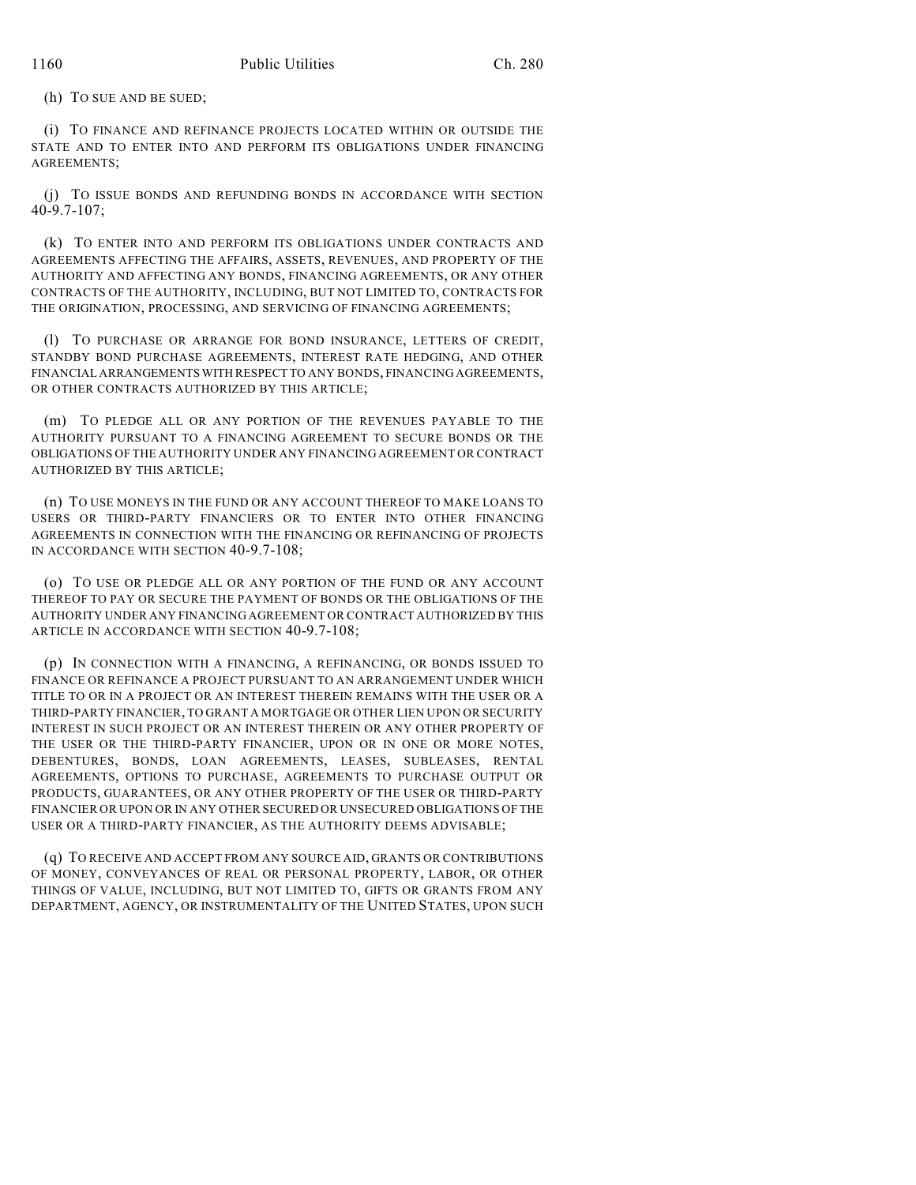(h) TO SUE AND BE SUED;

(i) TO FINANCE AND REFINANCE PROJECTS LOCATED WITHIN OR OUTSIDE THE STATE AND TO ENTER INTO AND PERFORM ITS OBLIGATIONS UNDER FINANCING AGREEMENTS;

(j) TO ISSUE BONDS AND REFUNDING BONDS IN ACCORDANCE WITH SECTION 40-9.7-107;

(k) TO ENTER INTO AND PERFORM ITS OBLIGATIONS UNDER CONTRACTS AND AGREEMENTS AFFECTING THE AFFAIRS, ASSETS, REVENUES, AND PROPERTY OF THE AUTHORITY AND AFFECTING ANY BONDS, FINANCING AGREEMENTS, OR ANY OTHER CONTRACTS OF THE AUTHORITY, INCLUDING, BUT NOT LIMITED TO, CONTRACTS FOR THE ORIGINATION, PROCESSING, AND SERVICING OF FINANCING AGREEMENTS;

(l) TO PURCHASE OR ARRANGE FOR BOND INSURANCE, LETTERS OF CREDIT, STANDBY BOND PURCHASE AGREEMENTS, INTEREST RATE HEDGING, AND OTHER FINANCIAL ARRANGEMENTS WITH RESPECT TO ANY BONDS, FINANCING AGREEMENTS, OR OTHER CONTRACTS AUTHORIZED BY THIS ARTICLE;

(m) TO PLEDGE ALL OR ANY PORTION OF THE REVENUES PAYABLE TO THE AUTHORITY PURSUANT TO A FINANCING AGREEMENT TO SECURE BONDS OR THE OBLIGATIONS OF THE AUTHORITY UNDER ANY FINANCING AGREEMENT OR CONTRACT AUTHORIZED BY THIS ARTICLE;

(n) TO USE MONEYS IN THE FUND OR ANY ACCOUNT THEREOF TO MAKE LOANS TO USERS OR THIRD-PARTY FINANCIERS OR TO ENTER INTO OTHER FINANCING AGREEMENTS IN CONNECTION WITH THE FINANCING OR REFINANCING OF PROJECTS IN ACCORDANCE WITH SECTION 40-9.7-108;

(o) TO USE OR PLEDGE ALL OR ANY PORTION OF THE FUND OR ANY ACCOUNT THEREOF TO PAY OR SECURE THE PAYMENT OF BONDS OR THE OBLIGATIONS OF THE AUTHORITY UNDER ANY FINANCING AGREEMENT OR CONTRACT AUTHORIZED BY THIS ARTICLE IN ACCORDANCE WITH SECTION 40-9.7-108;

(p) IN CONNECTION WITH A FINANCING, A REFINANCING, OR BONDS ISSUED TO FINANCE OR REFINANCE A PROJECT PURSUANT TO AN ARRANGEMENT UNDER WHICH TITLE TO OR IN A PROJECT OR AN INTEREST THEREIN REMAINS WITH THE USER OR A THIRD-PARTY FINANCIER, TO GRANT A MORTGAGE OR OTHER LIEN UPON OR SECURITY INTEREST IN SUCH PROJECT OR AN INTEREST THEREIN OR ANY OTHER PROPERTY OF THE USER OR THE THIRD-PARTY FINANCIER, UPON OR IN ONE OR MORE NOTES, DEBENTURES, BONDS, LOAN AGREEMENTS, LEASES, SUBLEASES, RENTAL AGREEMENTS, OPTIONS TO PURCHASE, AGREEMENTS TO PURCHASE OUTPUT OR PRODUCTS, GUARANTEES, OR ANY OTHER PROPERTY OF THE USER OR THIRD-PARTY FINANCIER OR UPON OR IN ANY OTHER SECURED OR UNSECURED OBLIGATIONS OF THE USER OR A THIRD-PARTY FINANCIER, AS THE AUTHORITY DEEMS ADVISABLE;

(q) TO RECEIVE AND ACCEPT FROM ANY SOURCE AID, GRANTS OR CONTRIBUTIONS OF MONEY, CONVEYANCES OF REAL OR PERSONAL PROPERTY, LABOR, OR OTHER THINGS OF VALUE, INCLUDING, BUT NOT LIMITED TO, GIFTS OR GRANTS FROM ANY DEPARTMENT, AGENCY, OR INSTRUMENTALITY OF THE UNITED STATES, UPON SUCH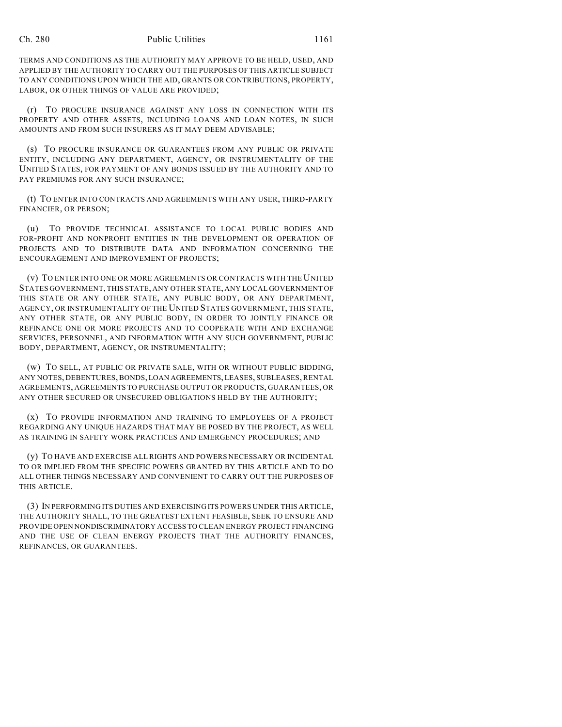TERMS AND CONDITIONS AS THE AUTHORITY MAY APPROVE TO BE HELD, USED, AND APPLIED BY THE AUTHORITY TO CARRY OUT THE PURPOSES OF THIS ARTICLE SUBJECT TO ANY CONDITIONS UPON WHICH THE AID, GRANTS OR CONTRIBUTIONS, PROPERTY, LABOR, OR OTHER THINGS OF VALUE ARE PROVIDED;

(r) TO PROCURE INSURANCE AGAINST ANY LOSS IN CONNECTION WITH ITS PROPERTY AND OTHER ASSETS, INCLUDING LOANS AND LOAN NOTES, IN SUCH AMOUNTS AND FROM SUCH INSURERS AS IT MAY DEEM ADVISABLE;

(s) TO PROCURE INSURANCE OR GUARANTEES FROM ANY PUBLIC OR PRIVATE ENTITY, INCLUDING ANY DEPARTMENT, AGENCY, OR INSTRUMENTALITY OF THE UNITED STATES, FOR PAYMENT OF ANY BONDS ISSUED BY THE AUTHORITY AND TO PAY PREMIUMS FOR ANY SUCH INSURANCE;

(t) TO ENTER INTO CONTRACTS AND AGREEMENTS WITH ANY USER, THIRD-PARTY FINANCIER, OR PERSON;

(u) TO PROVIDE TECHNICAL ASSISTANCE TO LOCAL PUBLIC BODIES AND FOR-PROFIT AND NONPROFIT ENTITIES IN THE DEVELOPMENT OR OPERATION OF PROJECTS AND TO DISTRIBUTE DATA AND INFORMATION CONCERNING THE ENCOURAGEMENT AND IMPROVEMENT OF PROJECTS;

(v) TO ENTER INTO ONE OR MORE AGREEMENTS OR CONTRACTS WITH THE UNITED STATES GOVERNMENT, THIS STATE, ANY OTHER STATE, ANY LOCAL GOVERNMENT OF THIS STATE OR ANY OTHER STATE, ANY PUBLIC BODY, OR ANY DEPARTMENT, AGENCY, OR INSTRUMENTALITY OF THE UNITED STATES GOVERNMENT, THIS STATE, ANY OTHER STATE, OR ANY PUBLIC BODY, IN ORDER TO JOINTLY FINANCE OR REFINANCE ONE OR MORE PROJECTS AND TO COOPERATE WITH AND EXCHANGE SERVICES, PERSONNEL, AND INFORMATION WITH ANY SUCH GOVERNMENT, PUBLIC BODY, DEPARTMENT, AGENCY, OR INSTRUMENTALITY;

(w) TO SELL, AT PUBLIC OR PRIVATE SALE, WITH OR WITHOUT PUBLIC BIDDING, ANY NOTES, DEBENTURES, BONDS, LOAN AGREEMENTS, LEASES, SUBLEASES, RENTAL AGREEMENTS, AGREEMENTS TO PURCHASE OUTPUT OR PRODUCTS, GUARANTEES, OR ANY OTHER SECURED OR UNSECURED OBLIGATIONS HELD BY THE AUTHORITY;

(x) TO PROVIDE INFORMATION AND TRAINING TO EMPLOYEES OF A PROJECT REGARDING ANY UNIQUE HAZARDS THAT MAY BE POSED BY THE PROJECT, AS WELL AS TRAINING IN SAFETY WORK PRACTICES AND EMERGENCY PROCEDURES; AND

(y) TO HAVE AND EXERCISE ALL RIGHTS AND POWERS NECESSARY OR INCIDENTAL TO OR IMPLIED FROM THE SPECIFIC POWERS GRANTED BY THIS ARTICLE AND TO DO ALL OTHER THINGS NECESSARY AND CONVENIENT TO CARRY OUT THE PURPOSES OF THIS ARTICLE.

(3) IN PERFORMING ITS DUTIES AND EXERCISING ITS POWERS UNDER THIS ARTICLE, THE AUTHORITY SHALL, TO THE GREATEST EXTENT FEASIBLE, SEEK TO ENSURE AND PROVIDE OPEN NONDISCRIMINATORY ACCESS TO CLEAN ENERGY PROJECT FINANCING AND THE USE OF CLEAN ENERGY PROJECTS THAT THE AUTHORITY FINANCES, REFINANCES, OR GUARANTEES.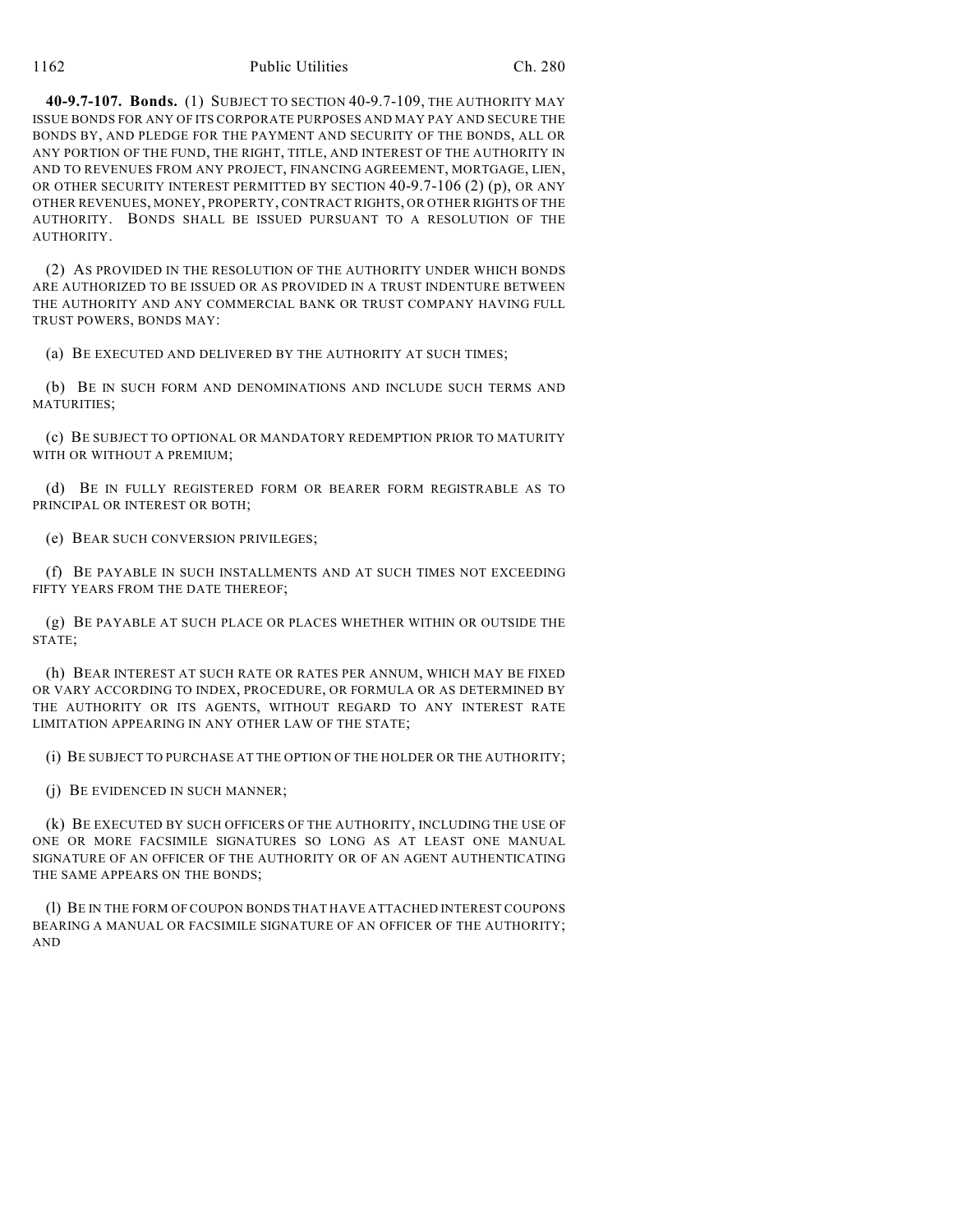**40-9.7-107. Bonds.** (1) SUBJECT TO SECTION 40-9.7-109, THE AUTHORITY MAY ISSUE BONDS FOR ANY OF ITS CORPORATE PURPOSES AND MAY PAY AND SECURE THE BONDS BY, AND PLEDGE FOR THE PAYMENT AND SECURITY OF THE BONDS, ALL OR ANY PORTION OF THE FUND, THE RIGHT, TITLE, AND INTEREST OF THE AUTHORITY IN AND TO REVENUES FROM ANY PROJECT, FINANCING AGREEMENT, MORTGAGE, LIEN, OR OTHER SECURITY INTEREST PERMITTED BY SECTION 40-9.7-106 (2) (p), OR ANY OTHER REVENUES, MONEY, PROPERTY, CONTRACT RIGHTS, OR OTHER RIGHTS OF THE AUTHORITY. BONDS SHALL BE ISSUED PURSUANT TO A RESOLUTION OF THE AUTHORITY.

(2) AS PROVIDED IN THE RESOLUTION OF THE AUTHORITY UNDER WHICH BONDS ARE AUTHORIZED TO BE ISSUED OR AS PROVIDED IN A TRUST INDENTURE BETWEEN THE AUTHORITY AND ANY COMMERCIAL BANK OR TRUST COMPANY HAVING FULL TRUST POWERS, BONDS MAY:

(a) BE EXECUTED AND DELIVERED BY THE AUTHORITY AT SUCH TIMES;

(b) BE IN SUCH FORM AND DENOMINATIONS AND INCLUDE SUCH TERMS AND MATURITIES;

(c) BE SUBJECT TO OPTIONAL OR MANDATORY REDEMPTION PRIOR TO MATURITY WITH OR WITHOUT A PREMIUM;

(d) BE IN FULLY REGISTERED FORM OR BEARER FORM REGISTRABLE AS TO PRINCIPAL OR INTEREST OR BOTH;

(e) BEAR SUCH CONVERSION PRIVILEGES;

(f) BE PAYABLE IN SUCH INSTALLMENTS AND AT SUCH TIMES NOT EXCEEDING FIFTY YEARS FROM THE DATE THEREOF;

(g) BE PAYABLE AT SUCH PLACE OR PLACES WHETHER WITHIN OR OUTSIDE THE STATE;

(h) BEAR INTEREST AT SUCH RATE OR RATES PER ANNUM, WHICH MAY BE FIXED OR VARY ACCORDING TO INDEX, PROCEDURE, OR FORMULA OR AS DETERMINED BY THE AUTHORITY OR ITS AGENTS, WITHOUT REGARD TO ANY INTEREST RATE LIMITATION APPEARING IN ANY OTHER LAW OF THE STATE;

(i) BE SUBJECT TO PURCHASE AT THE OPTION OF THE HOLDER OR THE AUTHORITY;

(j) BE EVIDENCED IN SUCH MANNER;

(k) BE EXECUTED BY SUCH OFFICERS OF THE AUTHORITY, INCLUDING THE USE OF ONE OR MORE FACSIMILE SIGNATURES SO LONG AS AT LEAST ONE MANUAL SIGNATURE OF AN OFFICER OF THE AUTHORITY OR OF AN AGENT AUTHENTICATING THE SAME APPEARS ON THE BONDS;

(l) BE IN THE FORM OF COUPON BONDS THAT HAVE ATTACHED INTEREST COUPONS BEARING A MANUAL OR FACSIMILE SIGNATURE OF AN OFFICER OF THE AUTHORITY; AND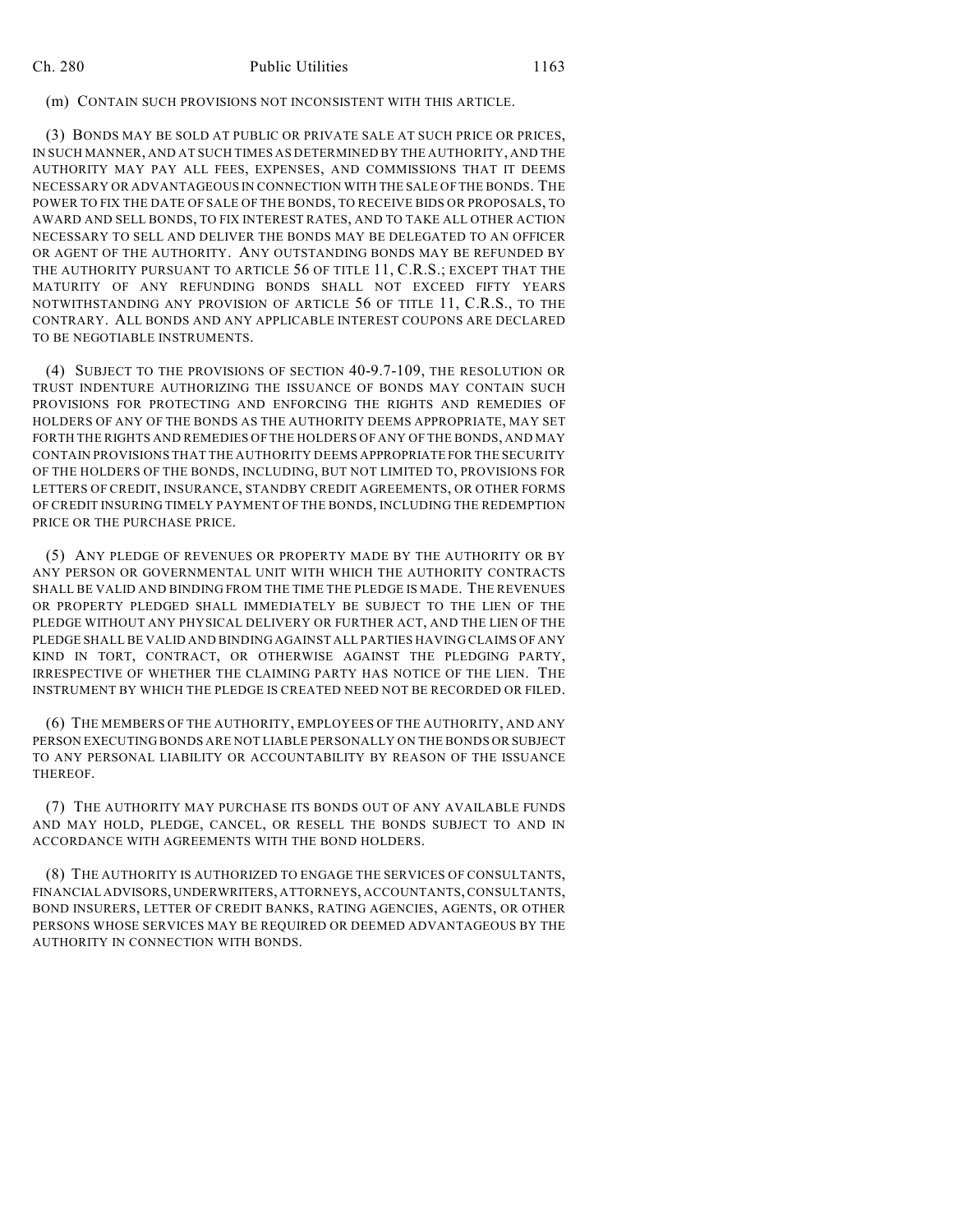(m) CONTAIN SUCH PROVISIONS NOT INCONSISTENT WITH THIS ARTICLE.

(3) BONDS MAY BE SOLD AT PUBLIC OR PRIVATE SALE AT SUCH PRICE OR PRICES, IN SUCH MANNER, AND AT SUCH TIMES AS DETERMINED BY THE AUTHORITY, AND THE AUTHORITY MAY PAY ALL FEES, EXPENSES, AND COMMISSIONS THAT IT DEEMS NECESSARY OR ADVANTAGEOUS IN CONNECTION WITH THE SALE OF THE BONDS. THE POWER TO FIX THE DATE OF SALE OF THE BONDS, TO RECEIVE BIDS OR PROPOSALS, TO AWARD AND SELL BONDS, TO FIX INTEREST RATES, AND TO TAKE ALL OTHER ACTION NECESSARY TO SELL AND DELIVER THE BONDS MAY BE DELEGATED TO AN OFFICER OR AGENT OF THE AUTHORITY. ANY OUTSTANDING BONDS MAY BE REFUNDED BY THE AUTHORITY PURSUANT TO ARTICLE 56 OF TITLE 11, C.R.S.; EXCEPT THAT THE MATURITY OF ANY REFUNDING BONDS SHALL NOT EXCEED FIFTY YEARS NOTWITHSTANDING ANY PROVISION OF ARTICLE 56 OF TITLE 11, C.R.S., TO THE CONTRARY. ALL BONDS AND ANY APPLICABLE INTEREST COUPONS ARE DECLARED TO BE NEGOTIABLE INSTRUMENTS.

(4) SUBJECT TO THE PROVISIONS OF SECTION 40-9.7-109, THE RESOLUTION OR TRUST INDENTURE AUTHORIZING THE ISSUANCE OF BONDS MAY CONTAIN SUCH PROVISIONS FOR PROTECTING AND ENFORCING THE RIGHTS AND REMEDIES OF HOLDERS OF ANY OF THE BONDS AS THE AUTHORITY DEEMS APPROPRIATE, MAY SET FORTH THE RIGHTS AND REMEDIES OF THE HOLDERS OF ANY OF THE BONDS, AND MAY CONTAIN PROVISIONS THAT THE AUTHORITY DEEMS APPROPRIATE FOR THE SECURITY OF THE HOLDERS OF THE BONDS, INCLUDING, BUT NOT LIMITED TO, PROVISIONS FOR LETTERS OF CREDIT, INSURANCE, STANDBY CREDIT AGREEMENTS, OR OTHER FORMS OF CREDIT INSURING TIMELY PAYMENT OF THE BONDS, INCLUDING THE REDEMPTION PRICE OR THE PURCHASE PRICE.

(5) ANY PLEDGE OF REVENUES OR PROPERTY MADE BY THE AUTHORITY OR BY ANY PERSON OR GOVERNMENTAL UNIT WITH WHICH THE AUTHORITY CONTRACTS SHALL BE VALID AND BINDING FROM THE TIME THE PLEDGE IS MADE. THE REVENUES OR PROPERTY PLEDGED SHALL IMMEDIATELY BE SUBJECT TO THE LIEN OF THE PLEDGE WITHOUT ANY PHYSICAL DELIVERY OR FURTHER ACT, AND THE LIEN OF THE PLEDGE SHALL BE VALID AND BINDING AGAINST ALL PARTIES HAVING CLAIMS OF ANY KIND IN TORT, CONTRACT, OR OTHERWISE AGAINST THE PLEDGING PARTY, IRRESPECTIVE OF WHETHER THE CLAIMING PARTY HAS NOTICE OF THE LIEN. THE INSTRUMENT BY WHICH THE PLEDGE IS CREATED NEED NOT BE RECORDED OR FILED.

(6) THE MEMBERS OF THE AUTHORITY, EMPLOYEES OF THE AUTHORITY, AND ANY PERSON EXECUTING BONDS ARE NOT LIABLE PERSONALLY ON THE BONDS OR SUBJECT TO ANY PERSONAL LIABILITY OR ACCOUNTABILITY BY REASON OF THE ISSUANCE THEREOF.

(7) THE AUTHORITY MAY PURCHASE ITS BONDS OUT OF ANY AVAILABLE FUNDS AND MAY HOLD, PLEDGE, CANCEL, OR RESELL THE BONDS SUBJECT TO AND IN ACCORDANCE WITH AGREEMENTS WITH THE BOND HOLDERS.

(8) THE AUTHORITY IS AUTHORIZED TO ENGAGE THE SERVICES OF CONSULTANTS, FINANCIAL ADVISORS, UNDERWRITERS, ATTORNEYS, ACCOUNTANTS, CONSULTANTS, BOND INSURERS, LETTER OF CREDIT BANKS, RATING AGENCIES, AGENTS, OR OTHER PERSONS WHOSE SERVICES MAY BE REQUIRED OR DEEMED ADVANTAGEOUS BY THE AUTHORITY IN CONNECTION WITH BONDS.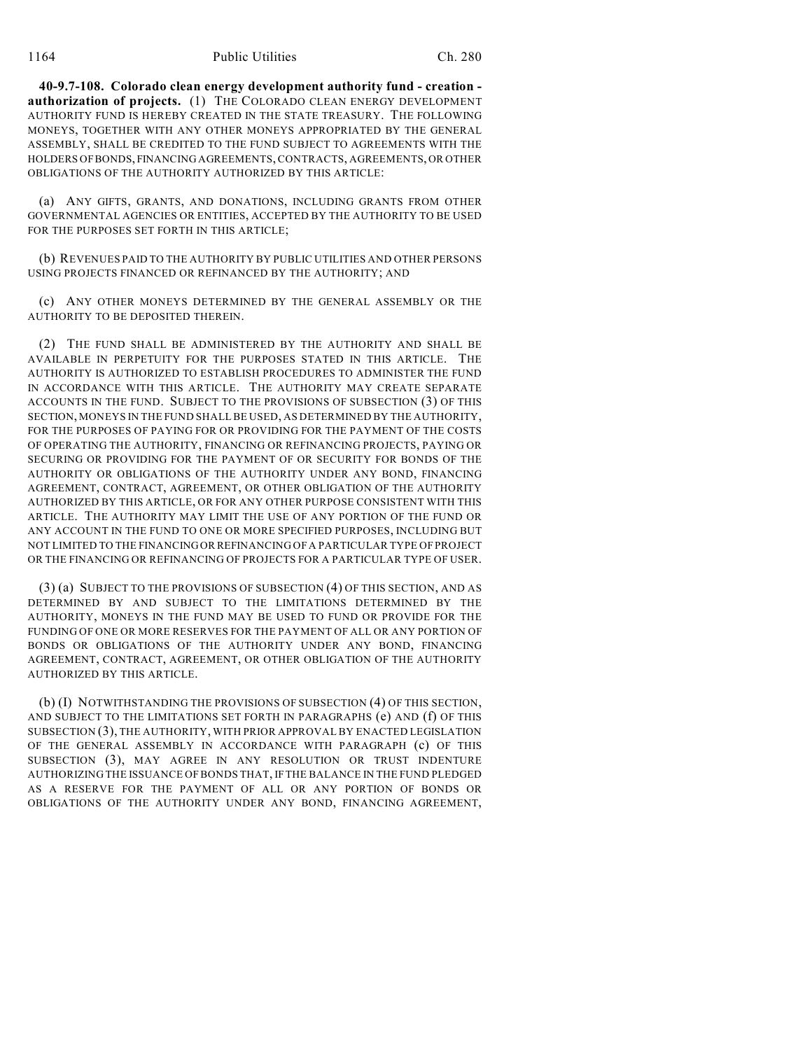**40-9.7-108. Colorado clean energy development authority fund - creation - authorization of projects.** (1) THE COLORADO CLEAN ENERGY DEVELOPMENT AUTHORITY FUND IS HEREBY CREATED IN THE STATE TREASURY. THE FOLLOWING MONEYS, TOGETHER WITH ANY OTHER MONEYS APPROPRIATED BY THE GENERAL ASSEMBLY, SHALL BE CREDITED TO THE FUND SUBJECT TO AGREEMENTS WITH THE HOLDERS OF BONDS, FINANCING AGREEMENTS, CONTRACTS, AGREEMENTS, OR OTHER OBLIGATIONS OF THE AUTHORITY AUTHORIZED BY THIS ARTICLE:

(a) ANY GIFTS, GRANTS, AND DONATIONS, INCLUDING GRANTS FROM OTHER GOVERNMENTAL AGENCIES OR ENTITIES, ACCEPTED BY THE AUTHORITY TO BE USED FOR THE PURPOSES SET FORTH IN THIS ARTICLE;

(b) REVENUES PAID TO THE AUTHORITY BY PUBLIC UTILITIES AND OTHER PERSONS USING PROJECTS FINANCED OR REFINANCED BY THE AUTHORITY; AND

(c) ANY OTHER MONEYS DETERMINED BY THE GENERAL ASSEMBLY OR THE AUTHORITY TO BE DEPOSITED THEREIN.

(2) THE FUND SHALL BE ADMINISTERED BY THE AUTHORITY AND SHALL BE AVAILABLE IN PERPETUITY FOR THE PURPOSES STATED IN THIS ARTICLE. THE AUTHORITY IS AUTHORIZED TO ESTABLISH PROCEDURES TO ADMINISTER THE FUND IN ACCORDANCE WITH THIS ARTICLE. THE AUTHORITY MAY CREATE SEPARATE ACCOUNTS IN THE FUND. SUBJECT TO THE PROVISIONS OF SUBSECTION (3) OF THIS SECTION, MONEYS IN THE FUND SHALL BE USED, AS DETERMINED BY THE AUTHORITY, FOR THE PURPOSES OF PAYING FOR OR PROVIDING FOR THE PAYMENT OF THE COSTS OF OPERATING THE AUTHORITY, FINANCING OR REFINANCING PROJECTS, PAYING OR SECURING OR PROVIDING FOR THE PAYMENT OF OR SECURITY FOR BONDS OF THE AUTHORITY OR OBLIGATIONS OF THE AUTHORITY UNDER ANY BOND, FINANCING AGREEMENT, CONTRACT, AGREEMENT, OR OTHER OBLIGATION OF THE AUTHORITY AUTHORIZED BY THIS ARTICLE, OR FOR ANY OTHER PURPOSE CONSISTENT WITH THIS ARTICLE. THE AUTHORITY MAY LIMIT THE USE OF ANY PORTION OF THE FUND OR ANY ACCOUNT IN THE FUND TO ONE OR MORE SPECIFIED PURPOSES, INCLUDING BUT NOT LIMITED TO THE FINANCING OR REFINANCING OF A PARTICULAR TYPE OF PROJECT OR THE FINANCING OR REFINANCING OF PROJECTS FOR A PARTICULAR TYPE OF USER.

(3) (a) SUBJECT TO THE PROVISIONS OF SUBSECTION (4) OF THIS SECTION, AND AS DETERMINED BY AND SUBJECT TO THE LIMITATIONS DETERMINED BY THE AUTHORITY, MONEYS IN THE FUND MAY BE USED TO FUND OR PROVIDE FOR THE FUNDING OF ONE OR MORE RESERVES FOR THE PAYMENT OF ALL OR ANY PORTION OF BONDS OR OBLIGATIONS OF THE AUTHORITY UNDER ANY BOND, FINANCING AGREEMENT, CONTRACT, AGREEMENT, OR OTHER OBLIGATION OF THE AUTHORITY AUTHORIZED BY THIS ARTICLE.

(b) (I) NOTWITHSTANDING THE PROVISIONS OF SUBSECTION (4) OF THIS SECTION, AND SUBJECT TO THE LIMITATIONS SET FORTH IN PARAGRAPHS (e) AND (f) OF THIS SUBSECTION (3), THE AUTHORITY, WITH PRIOR APPROVAL BY ENACTED LEGISLATION OF THE GENERAL ASSEMBLY IN ACCORDANCE WITH PARAGRAPH (c) OF THIS SUBSECTION (3), MAY AGREE IN ANY RESOLUTION OR TRUST INDENTURE AUTHORIZING THE ISSUANCE OF BONDS THAT, IF THE BALANCE IN THE FUND PLEDGED AS A RESERVE FOR THE PAYMENT OF ALL OR ANY PORTION OF BONDS OR OBLIGATIONS OF THE AUTHORITY UNDER ANY BOND, FINANCING AGREEMENT,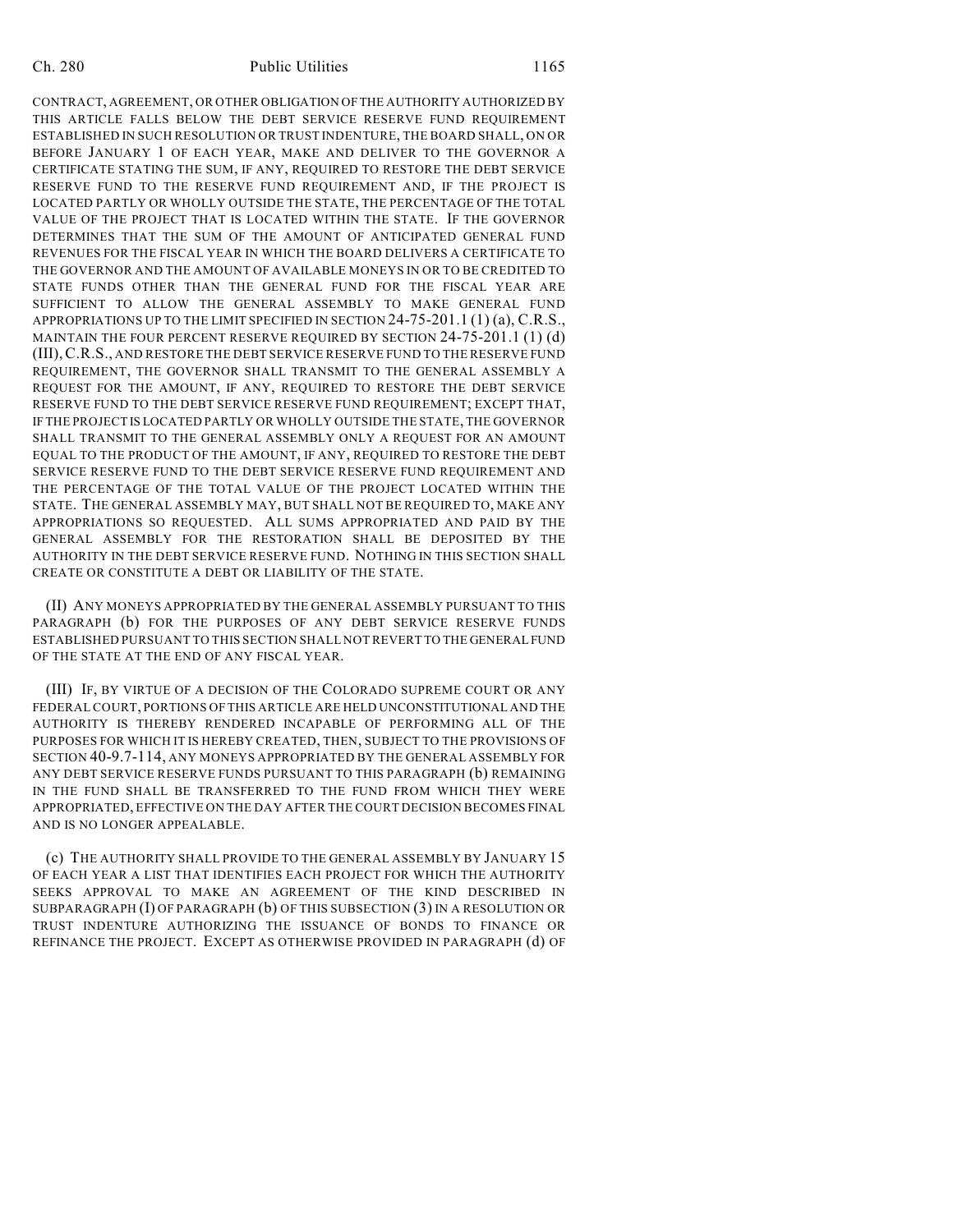CONTRACT, AGREEMENT, OR OTHER OBLIGATION OF THE AUTHORITY AUTHORIZED BY THIS ARTICLE FALLS BELOW THE DEBT SERVICE RESERVE FUND REQUIREMENT ESTABLISHED IN SUCH RESOLUTION OR TRUST INDENTURE, THE BOARD SHALL, ON OR BEFORE JANUARY 1 OF EACH YEAR, MAKE AND DELIVER TO THE GOVERNOR A CERTIFICATE STATING THE SUM, IF ANY, REQUIRED TO RESTORE THE DEBT SERVICE RESERVE FUND TO THE RESERVE FUND REQUIREMENT AND, IF THE PROJECT IS LOCATED PARTLY OR WHOLLY OUTSIDE THE STATE, THE PERCENTAGE OF THE TOTAL VALUE OF THE PROJECT THAT IS LOCATED WITHIN THE STATE. IF THE GOVERNOR DETERMINES THAT THE SUM OF THE AMOUNT OF ANTICIPATED GENERAL FUND REVENUES FOR THE FISCAL YEAR IN WHICH THE BOARD DELIVERS A CERTIFICATE TO THE GOVERNOR AND THE AMOUNT OF AVAILABLE MONEYS IN OR TO BE CREDITED TO STATE FUNDS OTHER THAN THE GENERAL FUND FOR THE FISCAL YEAR ARE SUFFICIENT TO ALLOW THE GENERAL ASSEMBLY TO MAKE GENERAL FUND APPROPRIATIONS UP TO THE LIMIT SPECIFIED IN SECTION 24-75-201.1 (1) (a), C.R.S., MAINTAIN THE FOUR PERCENT RESERVE REQUIRED BY SECTION 24-75-201.1 (1) (d) (III), C.R.S., AND RESTORE THE DEBT SERVICE RESERVE FUND TO THE RESERVE FUND REQUIREMENT, THE GOVERNOR SHALL TRANSMIT TO THE GENERAL ASSEMBLY A REQUEST FOR THE AMOUNT, IF ANY, REQUIRED TO RESTORE THE DEBT SERVICE RESERVE FUND TO THE DEBT SERVICE RESERVE FUND REQUIREMENT; EXCEPT THAT, IF THE PROJECT IS LOCATED PARTLY OR WHOLLY OUTSIDE THE STATE, THE GOVERNOR SHALL TRANSMIT TO THE GENERAL ASSEMBLY ONLY A REQUEST FOR AN AMOUNT EQUAL TO THE PRODUCT OF THE AMOUNT, IF ANY, REQUIRED TO RESTORE THE DEBT SERVICE RESERVE FUND TO THE DEBT SERVICE RESERVE FUND REQUIREMENT AND THE PERCENTAGE OF THE TOTAL VALUE OF THE PROJECT LOCATED WITHIN THE STATE. THE GENERAL ASSEMBLY MAY, BUT SHALL NOT BE REQUIRED TO, MAKE ANY APPROPRIATIONS SO REQUESTED. ALL SUMS APPROPRIATED AND PAID BY THE GENERAL ASSEMBLY FOR THE RESTORATION SHALL BE DEPOSITED BY THE AUTHORITY IN THE DEBT SERVICE RESERVE FUND. NOTHING IN THIS SECTION SHALL CREATE OR CONSTITUTE A DEBT OR LIABILITY OF THE STATE.

(II) ANY MONEYS APPROPRIATED BY THE GENERAL ASSEMBLY PURSUANT TO THIS PARAGRAPH (b) FOR THE PURPOSES OF ANY DEBT SERVICE RESERVE FUNDS ESTABLISHED PURSUANT TO THIS SECTION SHALL NOT REVERT TO THE GENERAL FUND OF THE STATE AT THE END OF ANY FISCAL YEAR.

(III) IF, BY VIRTUE OF A DECISION OF THE COLORADO SUPREME COURT OR ANY FEDERAL COURT, PORTIONS OF THIS ARTICLE ARE HELD UNCONSTITUTIONAL AND THE AUTHORITY IS THEREBY RENDERED INCAPABLE OF PERFORMING ALL OF THE PURPOSES FOR WHICH IT IS HEREBY CREATED, THEN, SUBJECT TO THE PROVISIONS OF SECTION 40-9.7-114, ANY MONEYS APPROPRIATED BY THE GENERAL ASSEMBLY FOR ANY DEBT SERVICE RESERVE FUNDS PURSUANT TO THIS PARAGRAPH (b) REMAINING IN THE FUND SHALL BE TRANSFERRED TO THE FUND FROM WHICH THEY WERE APPROPRIATED, EFFECTIVE ON THE DAY AFTER THE COURT DECISION BECOMES FINAL AND IS NO LONGER APPEALABLE.

(c) THE AUTHORITY SHALL PROVIDE TO THE GENERAL ASSEMBLY BY JANUARY 15 OF EACH YEAR A LIST THAT IDENTIFIES EACH PROJECT FOR WHICH THE AUTHORITY SEEKS APPROVAL TO MAKE AN AGREEMENT OF THE KIND DESCRIBED IN SUBPARAGRAPH (I) OF PARAGRAPH (b) OF THIS SUBSECTION (3) IN A RESOLUTION OR TRUST INDENTURE AUTHORIZING THE ISSUANCE OF BONDS TO FINANCE OR REFINANCE THE PROJECT. EXCEPT AS OTHERWISE PROVIDED IN PARAGRAPH (d) OF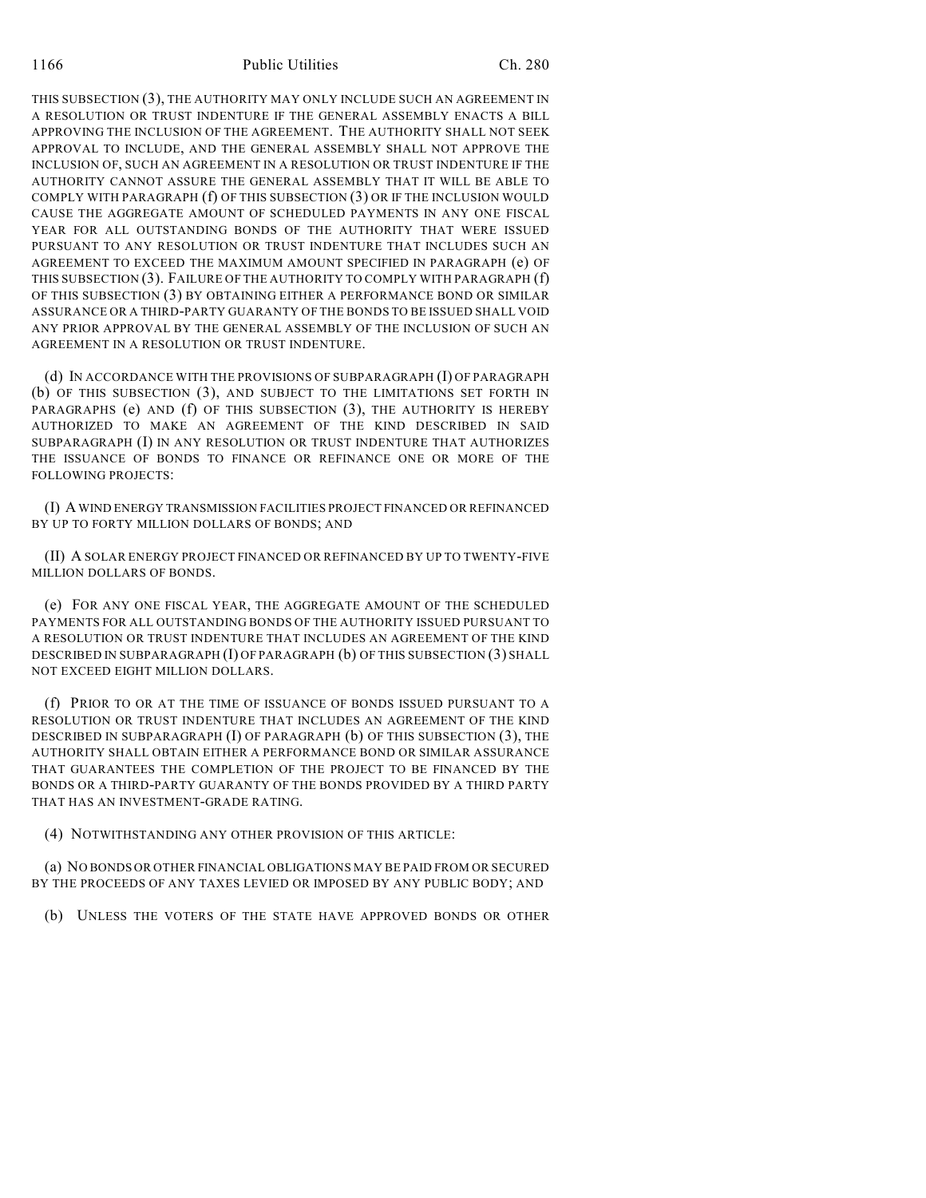THIS SUBSECTION (3), THE AUTHORITY MAY ONLY INCLUDE SUCH AN AGREEMENT IN A RESOLUTION OR TRUST INDENTURE IF THE GENERAL ASSEMBLY ENACTS A BILL APPROVING THE INCLUSION OF THE AGREEMENT. THE AUTHORITY SHALL NOT SEEK APPROVAL TO INCLUDE, AND THE GENERAL ASSEMBLY SHALL NOT APPROVE THE INCLUSION OF, SUCH AN AGREEMENT IN A RESOLUTION OR TRUST INDENTURE IF THE AUTHORITY CANNOT ASSURE THE GENERAL ASSEMBLY THAT IT WILL BE ABLE TO COMPLY WITH PARAGRAPH (f) OF THIS SUBSECTION (3) OR IF THE INCLUSION WOULD CAUSE THE AGGREGATE AMOUNT OF SCHEDULED PAYMENTS IN ANY ONE FISCAL YEAR FOR ALL OUTSTANDING BONDS OF THE AUTHORITY THAT WERE ISSUED PURSUANT TO ANY RESOLUTION OR TRUST INDENTURE THAT INCLUDES SUCH AN AGREEMENT TO EXCEED THE MAXIMUM AMOUNT SPECIFIED IN PARAGRAPH (e) OF THIS SUBSECTION (3). FAILURE OF THE AUTHORITY TO COMPLY WITH PARAGRAPH (f) OF THIS SUBSECTION (3) BY OBTAINING EITHER A PERFORMANCE BOND OR SIMILAR ASSURANCE OR A THIRD-PARTY GUARANTY OF THE BONDS TO BE ISSUED SHALL VOID ANY PRIOR APPROVAL BY THE GENERAL ASSEMBLY OF THE INCLUSION OF SUCH AN AGREEMENT IN A RESOLUTION OR TRUST INDENTURE.

(d) IN ACCORDANCE WITH THE PROVISIONS OF SUBPARAGRAPH (I) OF PARAGRAPH (b) OF THIS SUBSECTION (3), AND SUBJECT TO THE LIMITATIONS SET FORTH IN PARAGRAPHS (e) AND (f) OF THIS SUBSECTION (3), THE AUTHORITY IS HEREBY AUTHORIZED TO MAKE AN AGREEMENT OF THE KIND DESCRIBED IN SAID SUBPARAGRAPH (I) IN ANY RESOLUTION OR TRUST INDENTURE THAT AUTHORIZES THE ISSUANCE OF BONDS TO FINANCE OR REFINANCE ONE OR MORE OF THE FOLLOWING PROJECTS:

(I) A WIND ENERGY TRANSMISSION FACILITIES PROJECT FINANCED OR REFINANCED BY UP TO FORTY MILLION DOLLARS OF BONDS; AND

(II) A SOLAR ENERGY PROJECT FINANCED OR REFINANCED BY UP TO TWENTY-FIVE MILLION DOLLARS OF BONDS.

(e) FOR ANY ONE FISCAL YEAR, THE AGGREGATE AMOUNT OF THE SCHEDULED PAYMENTS FOR ALL OUTSTANDING BONDS OF THE AUTHORITY ISSUED PURSUANT TO A RESOLUTION OR TRUST INDENTURE THAT INCLUDES AN AGREEMENT OF THE KIND DESCRIBED IN SUBPARAGRAPH (I) OF PARAGRAPH (b) OF THIS SUBSECTION (3) SHALL NOT EXCEED EIGHT MILLION DOLLARS.

(f) PRIOR TO OR AT THE TIME OF ISSUANCE OF BONDS ISSUED PURSUANT TO A RESOLUTION OR TRUST INDENTURE THAT INCLUDES AN AGREEMENT OF THE KIND DESCRIBED IN SUBPARAGRAPH (I) OF PARAGRAPH (b) OF THIS SUBSECTION (3), THE AUTHORITY SHALL OBTAIN EITHER A PERFORMANCE BOND OR SIMILAR ASSURANCE THAT GUARANTEES THE COMPLETION OF THE PROJECT TO BE FINANCED BY THE BONDS OR A THIRD-PARTY GUARANTY OF THE BONDS PROVIDED BY A THIRD PARTY THAT HAS AN INVESTMENT-GRADE RATING.

(4) NOTWITHSTANDING ANY OTHER PROVISION OF THIS ARTICLE:

(a) NO BONDS OR OTHER FINANCIAL OBLIGATIONS MAY BE PAID FROM OR SECURED BY THE PROCEEDS OF ANY TAXES LEVIED OR IMPOSED BY ANY PUBLIC BODY; AND

(b) UNLESS THE VOTERS OF THE STATE HAVE APPROVED BONDS OR OTHER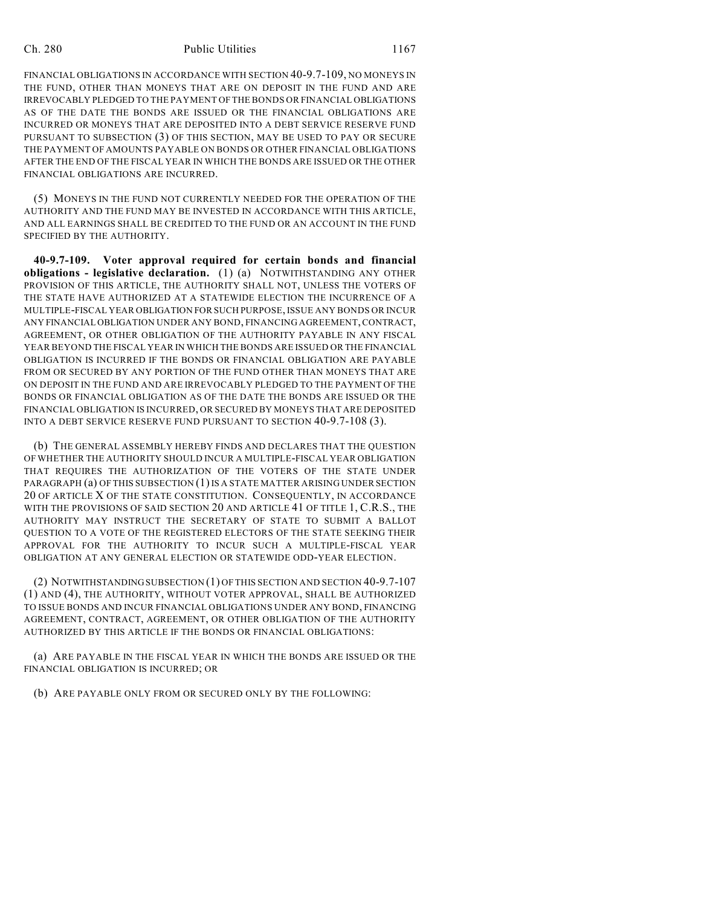FINANCIAL OBLIGATIONS IN ACCORDANCE WITH SECTION 40-9.7-109, NO MONEYS IN THE FUND, OTHER THAN MONEYS THAT ARE ON DEPOSIT IN THE FUND AND ARE IRREVOCABLY PLEDGED TO THE PAYMENT OF THE BONDS OR FINANCIAL OBLIGATIONS AS OF THE DATE THE BONDS ARE ISSUED OR THE FINANCIAL OBLIGATIONS ARE INCURRED OR MONEYS THAT ARE DEPOSITED INTO A DEBT SERVICE RESERVE FUND PURSUANT TO SUBSECTION (3) OF THIS SECTION, MAY BE USED TO PAY OR SECURE THE PAYMENT OF AMOUNTS PAYABLE ON BONDS OR OTHER FINANCIAL OBLIGATIONS AFTER THE END OF THE FISCAL YEAR IN WHICH THE BONDS ARE ISSUED OR THE OTHER FINANCIAL OBLIGATIONS ARE INCURRED.

(5) MONEYS IN THE FUND NOT CURRENTLY NEEDED FOR THE OPERATION OF THE AUTHORITY AND THE FUND MAY BE INVESTED IN ACCORDANCE WITH THIS ARTICLE, AND ALL EARNINGS SHALL BE CREDITED TO THE FUND OR AN ACCOUNT IN THE FUND SPECIFIED BY THE AUTHORITY.

**40-9.7-109. Voter approval required for certain bonds and financial obligations - legislative declaration.** (1) (a) NOTWITHSTANDING ANY OTHER PROVISION OF THIS ARTICLE, THE AUTHORITY SHALL NOT, UNLESS THE VOTERS OF THE STATE HAVE AUTHORIZED AT A STATEWIDE ELECTION THE INCURRENCE OF A MULTIPLE-FISCAL YEAR OBLIGATION FOR SUCH PURPOSE, ISSUE ANY BONDS OR INCUR ANY FINANCIAL OBLIGATION UNDER ANY BOND, FINANCING AGREEMENT, CONTRACT, AGREEMENT, OR OTHER OBLIGATION OF THE AUTHORITY PAYABLE IN ANY FISCAL YEAR BEYOND THE FISCAL YEAR IN WHICH THE BONDS ARE ISSUED OR THE FINANCIAL OBLIGATION IS INCURRED IF THE BONDS OR FINANCIAL OBLIGATION ARE PAYABLE FROM OR SECURED BY ANY PORTION OF THE FUND OTHER THAN MONEYS THAT ARE ON DEPOSIT IN THE FUND AND ARE IRREVOCABLY PLEDGED TO THE PAYMENT OF THE BONDS OR FINANCIAL OBLIGATION AS OF THE DATE THE BONDS ARE ISSUED OR THE FINANCIAL OBLIGATION IS INCURRED, OR SECURED BY MONEYS THAT ARE DEPOSITED INTO A DEBT SERVICE RESERVE FUND PURSUANT TO SECTION 40-9.7-108 (3).

(b) THE GENERAL ASSEMBLY HEREBY FINDS AND DECLARES THAT THE QUESTION OF WHETHER THE AUTHORITY SHOULD INCUR A MULTIPLE-FISCAL YEAR OBLIGATION THAT REQUIRES THE AUTHORIZATION OF THE VOTERS OF THE STATE UNDER PARAGRAPH (a) OF THIS SUBSECTION (1) IS A STATE MATTER ARISING UNDER SECTION 20 OF ARTICLE X OF THE STATE CONSTITUTION. CONSEQUENTLY, IN ACCORDANCE WITH THE PROVISIONS OF SAID SECTION 20 AND ARTICLE 41 OF TITLE 1, C.R.S., THE AUTHORITY MAY INSTRUCT THE SECRETARY OF STATE TO SUBMIT A BALLOT QUESTION TO A VOTE OF THE REGISTERED ELECTORS OF THE STATE SEEKING THEIR APPROVAL FOR THE AUTHORITY TO INCUR SUCH A MULTIPLE-FISCAL YEAR OBLIGATION AT ANY GENERAL ELECTION OR STATEWIDE ODD-YEAR ELECTION.

(2) NOTWITHSTANDING SUBSECTION (1) OF THIS SECTION AND SECTION 40-9.7-107 (1) AND (4), THE AUTHORITY, WITHOUT VOTER APPROVAL, SHALL BE AUTHORIZED TO ISSUE BONDS AND INCUR FINANCIAL OBLIGATIONS UNDER ANY BOND, FINANCING AGREEMENT, CONTRACT, AGREEMENT, OR OTHER OBLIGATION OF THE AUTHORITY AUTHORIZED BY THIS ARTICLE IF THE BONDS OR FINANCIAL OBLIGATIONS:

(a) ARE PAYABLE IN THE FISCAL YEAR IN WHICH THE BONDS ARE ISSUED OR THE FINANCIAL OBLIGATION IS INCURRED; OR

(b) ARE PAYABLE ONLY FROM OR SECURED ONLY BY THE FOLLOWING: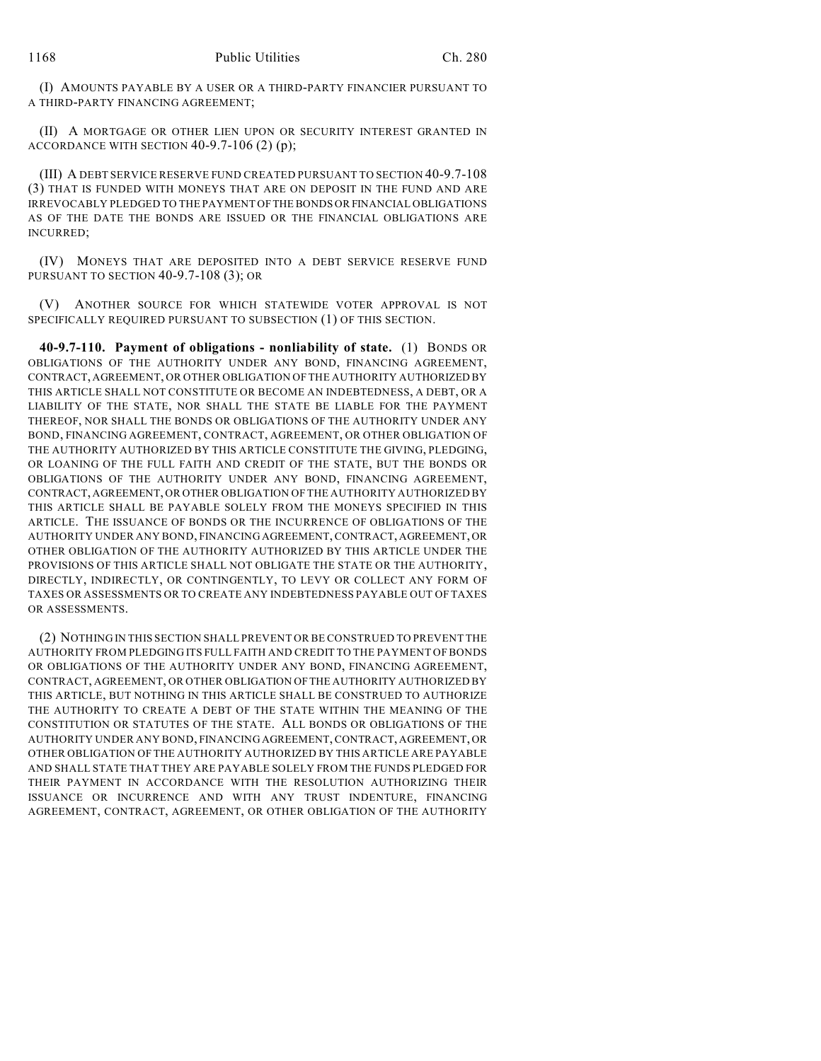(I) AMOUNTS PAYABLE BY A USER OR A THIRD-PARTY FINANCIER PURSUANT TO A THIRD-PARTY FINANCING AGREEMENT;

(II) A MORTGAGE OR OTHER LIEN UPON OR SECURITY INTEREST GRANTED IN ACCORDANCE WITH SECTION 40-9.7-106 (2) (p);

(III) A DEBT SERVICE RESERVE FUND CREATED PURSUANT TO SECTION 40-9.7-108 (3) THAT IS FUNDED WITH MONEYS THAT ARE ON DEPOSIT IN THE FUND AND ARE IRREVOCABLY PLEDGED TO THE PAYMENT OF THE BONDS OR FINANCIAL OBLIGATIONS AS OF THE DATE THE BONDS ARE ISSUED OR THE FINANCIAL OBLIGATIONS ARE INCURRED;

(IV) MONEYS THAT ARE DEPOSITED INTO A DEBT SERVICE RESERVE FUND PURSUANT TO SECTION 40-9.7-108 (3); OR

(V) ANOTHER SOURCE FOR WHICH STATEWIDE VOTER APPROVAL IS NOT SPECIFICALLY REQUIRED PURSUANT TO SUBSECTION (1) OF THIS SECTION.

**40-9.7-110. Payment of obligations - nonliability of state.** (1) BONDS OR OBLIGATIONS OF THE AUTHORITY UNDER ANY BOND, FINANCING AGREEMENT, CONTRACT, AGREEMENT, OR OTHER OBLIGATION OF THE AUTHORITY AUTHORIZED BY THIS ARTICLE SHALL NOT CONSTITUTE OR BECOME AN INDEBTEDNESS, A DEBT, OR A LIABILITY OF THE STATE, NOR SHALL THE STATE BE LIABLE FOR THE PAYMENT THEREOF, NOR SHALL THE BONDS OR OBLIGATIONS OF THE AUTHORITY UNDER ANY BOND, FINANCING AGREEMENT, CONTRACT, AGREEMENT, OR OTHER OBLIGATION OF THE AUTHORITY AUTHORIZED BY THIS ARTICLE CONSTITUTE THE GIVING, PLEDGING, OR LOANING OF THE FULL FAITH AND CREDIT OF THE STATE, BUT THE BONDS OR OBLIGATIONS OF THE AUTHORITY UNDER ANY BOND, FINANCING AGREEMENT, CONTRACT, AGREEMENT, OR OTHER OBLIGATION OF THE AUTHORITY AUTHORIZED BY THIS ARTICLE SHALL BE PAYABLE SOLELY FROM THE MONEYS SPECIFIED IN THIS ARTICLE. THE ISSUANCE OF BONDS OR THE INCURRENCE OF OBLIGATIONS OF THE AUTHORITY UNDER ANY BOND, FINANCING AGREEMENT, CONTRACT, AGREEMENT, OR OTHER OBLIGATION OF THE AUTHORITY AUTHORIZED BY THIS ARTICLE UNDER THE PROVISIONS OF THIS ARTICLE SHALL NOT OBLIGATE THE STATE OR THE AUTHORITY, DIRECTLY, INDIRECTLY, OR CONTINGENTLY, TO LEVY OR COLLECT ANY FORM OF TAXES OR ASSESSMENTS OR TO CREATE ANY INDEBTEDNESS PAYABLE OUT OF TAXES OR ASSESSMENTS.

(2) NOTHING IN THIS SECTION SHALL PREVENT OR BE CONSTRUED TO PREVENT THE AUTHORITY FROM PLEDGING ITS FULL FAITH AND CREDIT TO THE PAYMENT OF BONDS OR OBLIGATIONS OF THE AUTHORITY UNDER ANY BOND, FINANCING AGREEMENT, CONTRACT, AGREEMENT, OR OTHER OBLIGATION OF THE AUTHORITY AUTHORIZED BY THIS ARTICLE, BUT NOTHING IN THIS ARTICLE SHALL BE CONSTRUED TO AUTHORIZE THE AUTHORITY TO CREATE A DEBT OF THE STATE WITHIN THE MEANING OF THE CONSTITUTION OR STATUTES OF THE STATE. ALL BONDS OR OBLIGATIONS OF THE AUTHORITY UNDER ANY BOND, FINANCING AGREEMENT, CONTRACT, AGREEMENT, OR OTHER OBLIGATION OF THE AUTHORITY AUTHORIZED BY THIS ARTICLE ARE PAYABLE AND SHALL STATE THAT THEY ARE PAYABLE SOLELY FROM THE FUNDS PLEDGED FOR THEIR PAYMENT IN ACCORDANCE WITH THE RESOLUTION AUTHORIZING THEIR ISSUANCE OR INCURRENCE AND WITH ANY TRUST INDENTURE, FINANCING AGREEMENT, CONTRACT, AGREEMENT, OR OTHER OBLIGATION OF THE AUTHORITY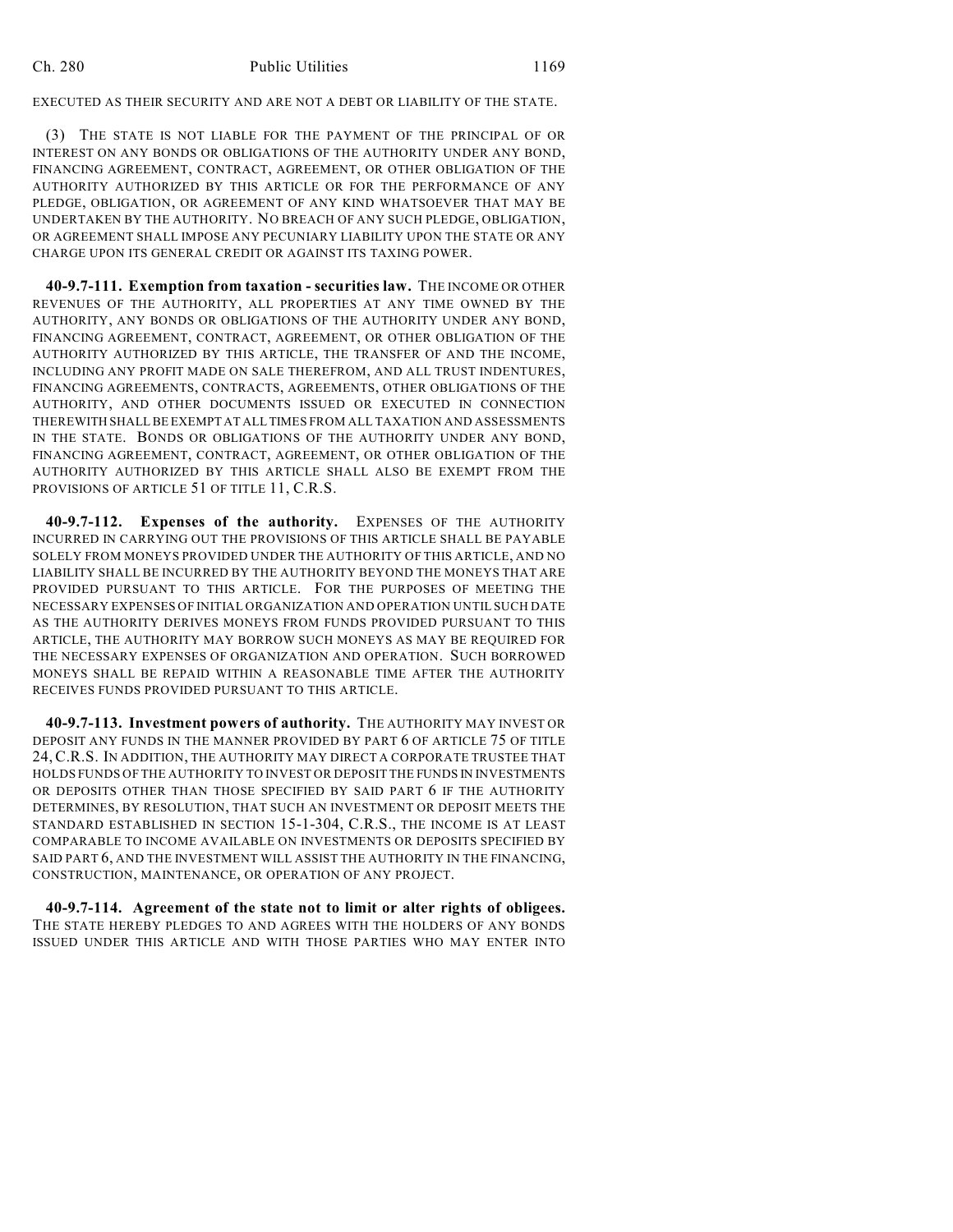EXECUTED AS THEIR SECURITY AND ARE NOT A DEBT OR LIABILITY OF THE STATE.

(3) THE STATE IS NOT LIABLE FOR THE PAYMENT OF THE PRINCIPAL OF OR INTEREST ON ANY BONDS OR OBLIGATIONS OF THE AUTHORITY UNDER ANY BOND, FINANCING AGREEMENT, CONTRACT, AGREEMENT, OR OTHER OBLIGATION OF THE AUTHORITY AUTHORIZED BY THIS ARTICLE OR FOR THE PERFORMANCE OF ANY PLEDGE, OBLIGATION, OR AGREEMENT OF ANY KIND WHATSOEVER THAT MAY BE UNDERTAKEN BY THE AUTHORITY. NO BREACH OF ANY SUCH PLEDGE, OBLIGATION, OR AGREEMENT SHALL IMPOSE ANY PECUNIARY LIABILITY UPON THE STATE OR ANY CHARGE UPON ITS GENERAL CREDIT OR AGAINST ITS TAXING POWER.

**40-9.7-111. Exemption from taxation - securities law.** THE INCOME OR OTHER REVENUES OF THE AUTHORITY, ALL PROPERTIES AT ANY TIME OWNED BY THE AUTHORITY, ANY BONDS OR OBLIGATIONS OF THE AUTHORITY UNDER ANY BOND, FINANCING AGREEMENT, CONTRACT, AGREEMENT, OR OTHER OBLIGATION OF THE AUTHORITY AUTHORIZED BY THIS ARTICLE, THE TRANSFER OF AND THE INCOME, INCLUDING ANY PROFIT MADE ON SALE THEREFROM, AND ALL TRUST INDENTURES, FINANCING AGREEMENTS, CONTRACTS, AGREEMENTS, OTHER OBLIGATIONS OF THE AUTHORITY, AND OTHER DOCUMENTS ISSUED OR EXECUTED IN CONNECTION THEREWITH SHALL BE EXEMPT AT ALL TIMES FROM ALL TAXATION AND ASSESSMENTS IN THE STATE. BONDS OR OBLIGATIONS OF THE AUTHORITY UNDER ANY BOND, FINANCING AGREEMENT, CONTRACT, AGREEMENT, OR OTHER OBLIGATION OF THE AUTHORITY AUTHORIZED BY THIS ARTICLE SHALL ALSO BE EXEMPT FROM THE PROVISIONS OF ARTICLE 51 OF TITLE 11, C.R.S.

**40-9.7-112. Expenses of the authority.** EXPENSES OF THE AUTHORITY INCURRED IN CARRYING OUT THE PROVISIONS OF THIS ARTICLE SHALL BE PAYABLE SOLELY FROM MONEYS PROVIDED UNDER THE AUTHORITY OF THIS ARTICLE, AND NO LIABILITY SHALL BE INCURRED BY THE AUTHORITY BEYOND THE MONEYS THAT ARE PROVIDED PURSUANT TO THIS ARTICLE. FOR THE PURPOSES OF MEETING THE NECESSARY EXPENSES OF INITIAL ORGANIZATION AND OPERATION UNTIL SUCH DATE AS THE AUTHORITY DERIVES MONEYS FROM FUNDS PROVIDED PURSUANT TO THIS ARTICLE, THE AUTHORITY MAY BORROW SUCH MONEYS AS MAY BE REQUIRED FOR THE NECESSARY EXPENSES OF ORGANIZATION AND OPERATION. SUCH BORROWED MONEYS SHALL BE REPAID WITHIN A REASONABLE TIME AFTER THE AUTHORITY RECEIVES FUNDS PROVIDED PURSUANT TO THIS ARTICLE.

**40-9.7-113. Investment powers of authority.** THE AUTHORITY MAY INVEST OR DEPOSIT ANY FUNDS IN THE MANNER PROVIDED BY PART 6 OF ARTICLE 75 OF TITLE 24, C.R.S. IN ADDITION, THE AUTHORITY MAY DIRECT A CORPORATE TRUSTEE THAT HOLDS FUNDS OF THE AUTHORITY TO INVEST OR DEPOSIT THE FUNDS IN INVESTMENTS OR DEPOSITS OTHER THAN THOSE SPECIFIED BY SAID PART 6 IF THE AUTHORITY DETERMINES, BY RESOLUTION, THAT SUCH AN INVESTMENT OR DEPOSIT MEETS THE STANDARD ESTABLISHED IN SECTION 15-1-304, C.R.S., THE INCOME IS AT LEAST COMPARABLE TO INCOME AVAILABLE ON INVESTMENTS OR DEPOSITS SPECIFIED BY SAID PART 6, AND THE INVESTMENT WILL ASSIST THE AUTHORITY IN THE FINANCING, CONSTRUCTION, MAINTENANCE, OR OPERATION OF ANY PROJECT.

**40-9.7-114. Agreement of the state not to limit or alter rights of obligees.** THE STATE HEREBY PLEDGES TO AND AGREES WITH THE HOLDERS OF ANY BONDS ISSUED UNDER THIS ARTICLE AND WITH THOSE PARTIES WHO MAY ENTER INTO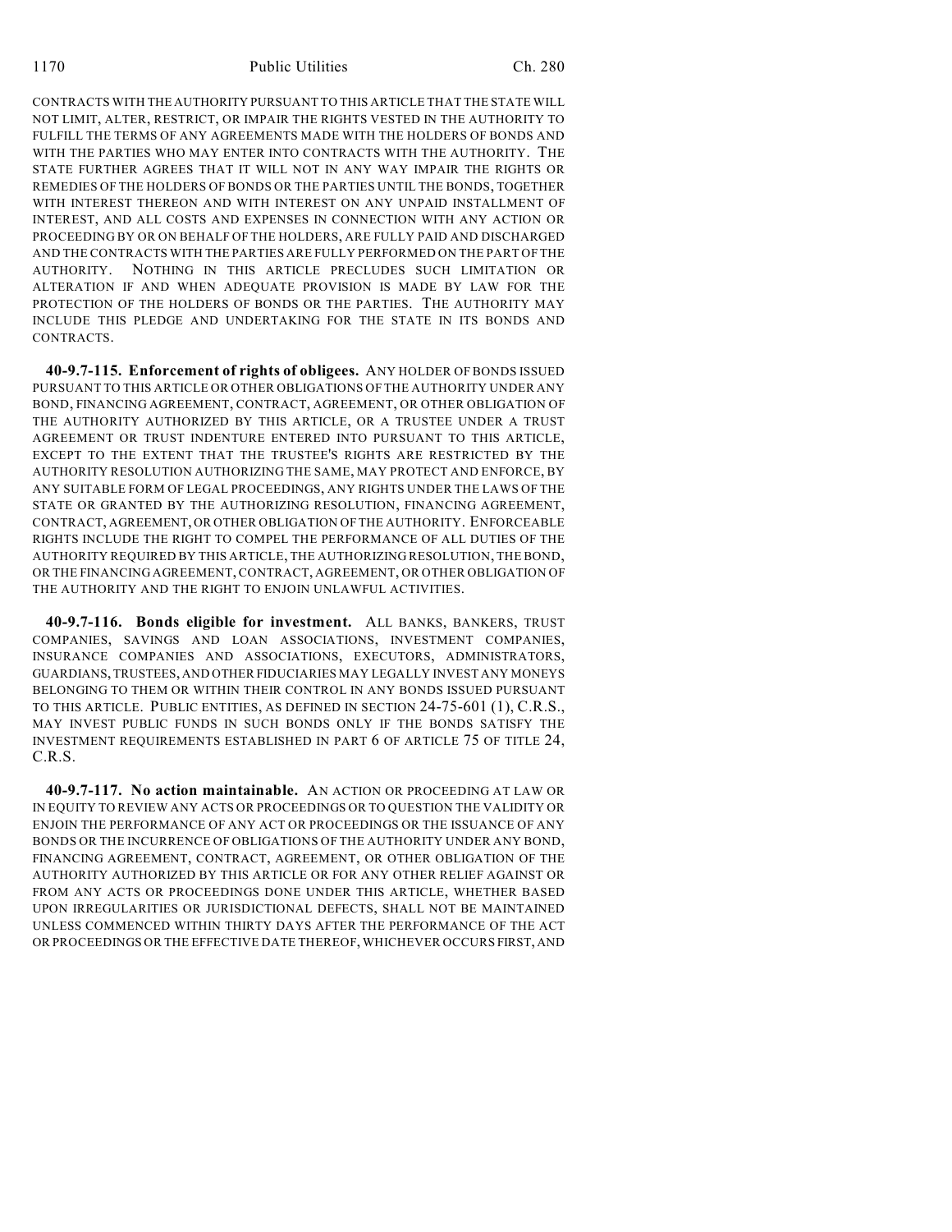CONTRACTS WITH THE AUTHORITY PURSUANT TO THIS ARTICLE THAT THE STATE WILL NOT LIMIT, ALTER, RESTRICT, OR IMPAIR THE RIGHTS VESTED IN THE AUTHORITY TO FULFILL THE TERMS OF ANY AGREEMENTS MADE WITH THE HOLDERS OF BONDS AND WITH THE PARTIES WHO MAY ENTER INTO CONTRACTS WITH THE AUTHORITY. THE STATE FURTHER AGREES THAT IT WILL NOT IN ANY WAY IMPAIR THE RIGHTS OR REMEDIES OF THE HOLDERS OF BONDS OR THE PARTIES UNTIL THE BONDS, TOGETHER WITH INTEREST THEREON AND WITH INTEREST ON ANY UNPAID INSTALLMENT OF INTEREST, AND ALL COSTS AND EXPENSES IN CONNECTION WITH ANY ACTION OR PROCEEDING BY OR ON BEHALF OF THE HOLDERS, ARE FULLY PAID AND DISCHARGED AND THE CONTRACTS WITH THE PARTIES ARE FULLY PERFORMED ON THE PART OF THE AUTHORITY. NOTHING IN THIS ARTICLE PRECLUDES SUCH LIMITATION OR ALTERATION IF AND WHEN ADEQUATE PROVISION IS MADE BY LAW FOR THE PROTECTION OF THE HOLDERS OF BONDS OR THE PARTIES. THE AUTHORITY MAY INCLUDE THIS PLEDGE AND UNDERTAKING FOR THE STATE IN ITS BONDS AND CONTRACTS.

**40-9.7-115. Enforcement of rights of obligees.** ANY HOLDER OF BONDS ISSUED PURSUANT TO THIS ARTICLE OR OTHER OBLIGATIONS OF THE AUTHORITY UNDER ANY BOND, FINANCING AGREEMENT, CONTRACT, AGREEMENT, OR OTHER OBLIGATION OF THE AUTHORITY AUTHORIZED BY THIS ARTICLE, OR A TRUSTEE UNDER A TRUST AGREEMENT OR TRUST INDENTURE ENTERED INTO PURSUANT TO THIS ARTICLE, EXCEPT TO THE EXTENT THAT THE TRUSTEE'S RIGHTS ARE RESTRICTED BY THE AUTHORITY RESOLUTION AUTHORIZING THE SAME, MAY PROTECT AND ENFORCE, BY ANY SUITABLE FORM OF LEGAL PROCEEDINGS, ANY RIGHTS UNDER THE LAWS OF THE STATE OR GRANTED BY THE AUTHORIZING RESOLUTION, FINANCING AGREEMENT, CONTRACT, AGREEMENT, OR OTHER OBLIGATION OF THE AUTHORITY. ENFORCEABLE RIGHTS INCLUDE THE RIGHT TO COMPEL THE PERFORMANCE OF ALL DUTIES OF THE AUTHORITY REQUIRED BY THIS ARTICLE, THE AUTHORIZING RESOLUTION, THE BOND, OR THE FINANCING AGREEMENT, CONTRACT, AGREEMENT, OR OTHER OBLIGATION OF THE AUTHORITY AND THE RIGHT TO ENJOIN UNLAWFUL ACTIVITIES.

**40-9.7-116. Bonds eligible for investment.** ALL BANKS, BANKERS, TRUST COMPANIES, SAVINGS AND LOAN ASSOCIATIONS, INVESTMENT COMPANIES, INSURANCE COMPANIES AND ASSOCIATIONS, EXECUTORS, ADMINISTRATORS, GUARDIANS, TRUSTEES, AND OTHER FIDUCIARIES MAY LEGALLY INVEST ANY MONEYS BELONGING TO THEM OR WITHIN THEIR CONTROL IN ANY BONDS ISSUED PURSUANT TO THIS ARTICLE. PUBLIC ENTITIES, AS DEFINED IN SECTION 24-75-601 (1), C.R.S., MAY INVEST PUBLIC FUNDS IN SUCH BONDS ONLY IF THE BONDS SATISFY THE INVESTMENT REQUIREMENTS ESTABLISHED IN PART 6 OF ARTICLE 75 OF TITLE 24, C.R.S.

**40-9.7-117. No action maintainable.** AN ACTION OR PROCEEDING AT LAW OR IN EQUITY TO REVIEW ANY ACTS OR PROCEEDINGS OR TO QUESTION THE VALIDITY OR ENJOIN THE PERFORMANCE OF ANY ACT OR PROCEEDINGS OR THE ISSUANCE OF ANY BONDS OR THE INCURRENCE OF OBLIGATIONS OF THE AUTHORITY UNDER ANY BOND, FINANCING AGREEMENT, CONTRACT, AGREEMENT, OR OTHER OBLIGATION OF THE AUTHORITY AUTHORIZED BY THIS ARTICLE OR FOR ANY OTHER RELIEF AGAINST OR FROM ANY ACTS OR PROCEEDINGS DONE UNDER THIS ARTICLE, WHETHER BASED UPON IRREGULARITIES OR JURISDICTIONAL DEFECTS, SHALL NOT BE MAINTAINED UNLESS COMMENCED WITHIN THIRTY DAYS AFTER THE PERFORMANCE OF THE ACT OR PROCEEDINGS OR THE EFFECTIVE DATE THEREOF, WHICHEVER OCCURS FIRST, AND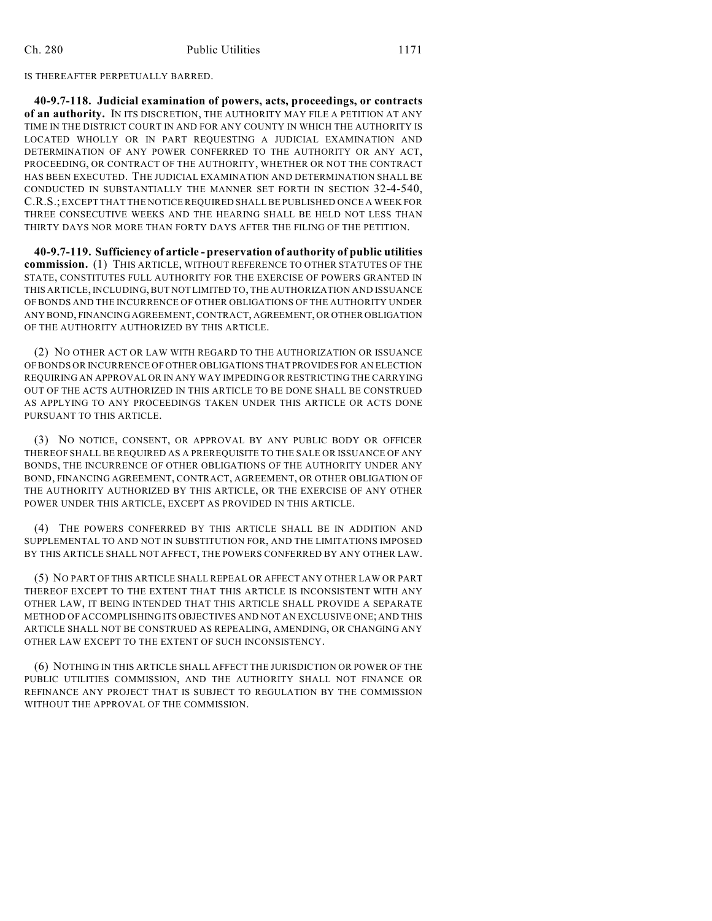IS THEREAFTER PERPETUALLY BARRED.

**40-9.7-118. Judicial examination of powers, acts, proceedings, or contracts of an authority.** IN ITS DISCRETION, THE AUTHORITY MAY FILE A PETITION AT ANY TIME IN THE DISTRICT COURT IN AND FOR ANY COUNTY IN WHICH THE AUTHORITY IS LOCATED WHOLLY OR IN PART REQUESTING A JUDICIAL EXAMINATION AND DETERMINATION OF ANY POWER CONFERRED TO THE AUTHORITY OR ANY ACT, PROCEEDING, OR CONTRACT OF THE AUTHORITY, WHETHER OR NOT THE CONTRACT HAS BEEN EXECUTED. THE JUDICIAL EXAMINATION AND DETERMINATION SHALL BE CONDUCTED IN SUBSTANTIALLY THE MANNER SET FORTH IN SECTION 32-4-540, C.R.S.; EXCEPT THAT THE NOTICE REQUIRED SHALL BE PUBLISHED ONCE A WEEK FOR THREE CONSECUTIVE WEEKS AND THE HEARING SHALL BE HELD NOT LESS THAN THIRTY DAYS NOR MORE THAN FORTY DAYS AFTER THE FILING OF THE PETITION.

**40-9.7-119. Sufficiency of article - preservation of authority of public utilities commission.** (1) THIS ARTICLE, WITHOUT REFERENCE TO OTHER STATUTES OF THE STATE, CONSTITUTES FULL AUTHORITY FOR THE EXERCISE OF POWERS GRANTED IN THIS ARTICLE, INCLUDING, BUT NOT LIMITED TO, THE AUTHORIZATION AND ISSUANCE OF BONDS AND THE INCURRENCE OF OTHER OBLIGATIONS OF THE AUTHORITY UNDER ANY BOND, FINANCING AGREEMENT, CONTRACT, AGREEMENT, OR OTHER OBLIGATION OF THE AUTHORITY AUTHORIZED BY THIS ARTICLE.

(2) NO OTHER ACT OR LAW WITH REGARD TO THE AUTHORIZATION OR ISSUANCE OF BONDS OR INCURRENCE OF OTHER OBLIGATIONS THAT PROVIDES FOR AN ELECTION REQUIRING AN APPROVAL OR IN ANY WAY IMPEDING OR RESTRICTING THE CARRYING OUT OF THE ACTS AUTHORIZED IN THIS ARTICLE TO BE DONE SHALL BE CONSTRUED AS APPLYING TO ANY PROCEEDINGS TAKEN UNDER THIS ARTICLE OR ACTS DONE PURSUANT TO THIS ARTICLE.

(3) NO NOTICE, CONSENT, OR APPROVAL BY ANY PUBLIC BODY OR OFFICER THEREOF SHALL BE REQUIRED AS A PREREQUISITE TO THE SALE OR ISSUANCE OF ANY BONDS, THE INCURRENCE OF OTHER OBLIGATIONS OF THE AUTHORITY UNDER ANY BOND, FINANCING AGREEMENT, CONTRACT, AGREEMENT, OR OTHER OBLIGATION OF THE AUTHORITY AUTHORIZED BY THIS ARTICLE, OR THE EXERCISE OF ANY OTHER POWER UNDER THIS ARTICLE, EXCEPT AS PROVIDED IN THIS ARTICLE.

(4) THE POWERS CONFERRED BY THIS ARTICLE SHALL BE IN ADDITION AND SUPPLEMENTAL TO AND NOT IN SUBSTITUTION FOR, AND THE LIMITATIONS IMPOSED BY THIS ARTICLE SHALL NOT AFFECT, THE POWERS CONFERRED BY ANY OTHER LAW.

(5) NO PART OF THIS ARTICLE SHALL REPEAL OR AFFECT ANY OTHER LAW OR PART THEREOF EXCEPT TO THE EXTENT THAT THIS ARTICLE IS INCONSISTENT WITH ANY OTHER LAW, IT BEING INTENDED THAT THIS ARTICLE SHALL PROVIDE A SEPARATE METHOD OF ACCOMPLISHING ITS OBJECTIVES AND NOT AN EXCLUSIVE ONE; AND THIS ARTICLE SHALL NOT BE CONSTRUED AS REPEALING, AMENDING, OR CHANGING ANY OTHER LAW EXCEPT TO THE EXTENT OF SUCH INCONSISTENCY.

(6) NOTHING IN THIS ARTICLE SHALL AFFECT THE JURISDICTION OR POWER OF THE PUBLIC UTILITIES COMMISSION, AND THE AUTHORITY SHALL NOT FINANCE OR REFINANCE ANY PROJECT THAT IS SUBJECT TO REGULATION BY THE COMMISSION WITHOUT THE APPROVAL OF THE COMMISSION.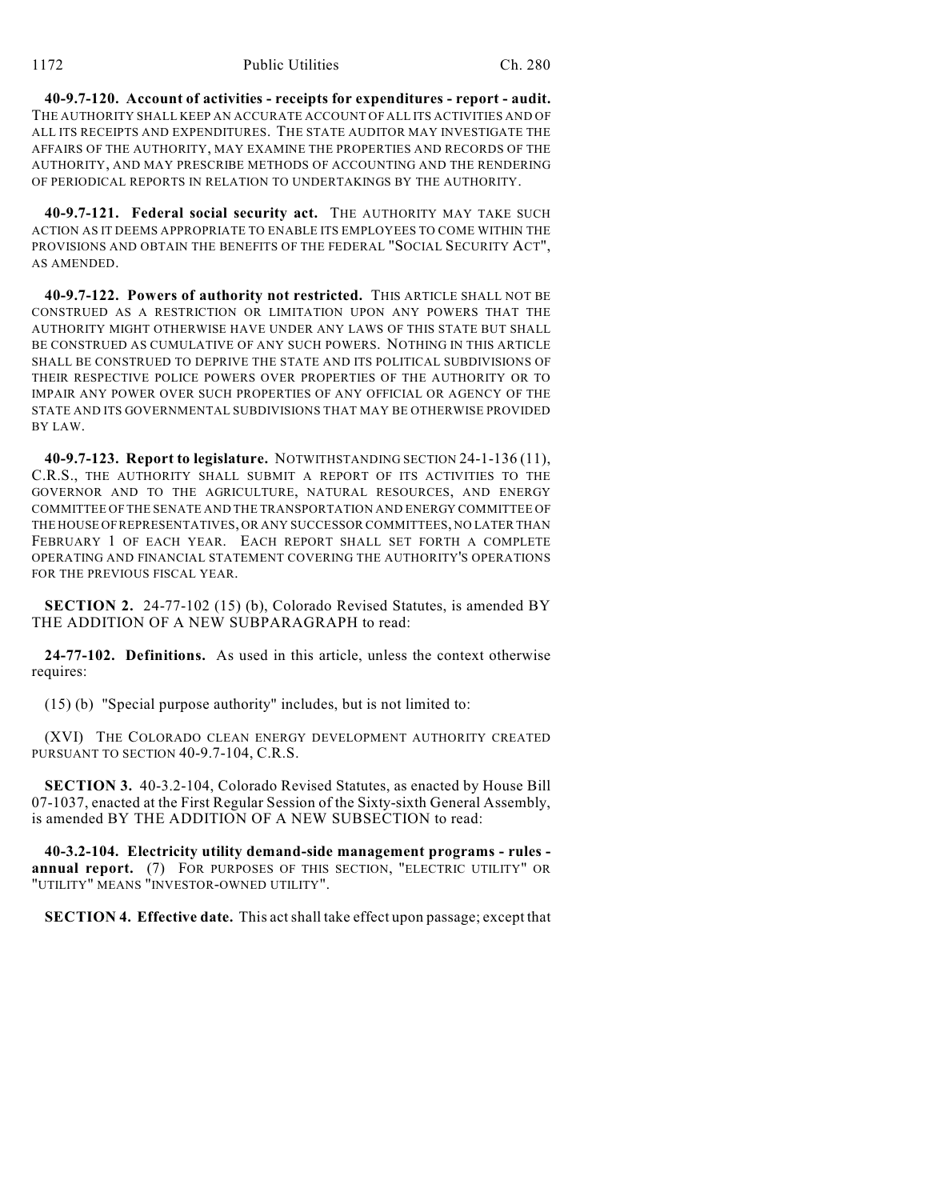**40-9.7-120. Account of activities - receipts for expenditures - report - audit.** THE AUTHORITY SHALL KEEP AN ACCURATE ACCOUNT OF ALL ITS ACTIVITIES AND OF ALL ITS RECEIPTS AND EXPENDITURES. THE STATE AUDITOR MAY INVESTIGATE THE AFFAIRS OF THE AUTHORITY, MAY EXAMINE THE PROPERTIES AND RECORDS OF THE AUTHORITY, AND MAY PRESCRIBE METHODS OF ACCOUNTING AND THE RENDERING OF PERIODICAL REPORTS IN RELATION TO UNDERTAKINGS BY THE AUTHORITY.

**40-9.7-121. Federal social security act.** THE AUTHORITY MAY TAKE SUCH ACTION AS IT DEEMS APPROPRIATE TO ENABLE ITS EMPLOYEES TO COME WITHIN THE PROVISIONS AND OBTAIN THE BENEFITS OF THE FEDERAL "SOCIAL SECURITY ACT", AS AMENDED.

**40-9.7-122. Powers of authority not restricted.** THIS ARTICLE SHALL NOT BE CONSTRUED AS A RESTRICTION OR LIMITATION UPON ANY POWERS THAT THE AUTHORITY MIGHT OTHERWISE HAVE UNDER ANY LAWS OF THIS STATE BUT SHALL BE CONSTRUED AS CUMULATIVE OF ANY SUCH POWERS. NOTHING IN THIS ARTICLE SHALL BE CONSTRUED TO DEPRIVE THE STATE AND ITS POLITICAL SUBDIVISIONS OF THEIR RESPECTIVE POLICE POWERS OVER PROPERTIES OF THE AUTHORITY OR TO IMPAIR ANY POWER OVER SUCH PROPERTIES OF ANY OFFICIAL OR AGENCY OF THE STATE AND ITS GOVERNMENTAL SUBDIVISIONS THAT MAY BE OTHERWISE PROVIDED BY LAW.

**40-9.7-123. Report to legislature.** NOTWITHSTANDING SECTION 24-1-136 (11), C.R.S., THE AUTHORITY SHALL SUBMIT A REPORT OF ITS ACTIVITIES TO THE GOVERNOR AND TO THE AGRICULTURE, NATURAL RESOURCES, AND ENERGY COMMITTEE OF THE SENATE AND THE TRANSPORTATION AND ENERGY COMMITTEE OF THE HOUSE OF REPRESENTATIVES, OR ANY SUCCESSOR COMMITTEES, NO LATER THAN FEBRUARY 1 OF EACH YEAR. EACH REPORT SHALL SET FORTH A COMPLETE OPERATING AND FINANCIAL STATEMENT COVERING THE AUTHORITY'S OPERATIONS FOR THE PREVIOUS FISCAL YEAR.

**SECTION 2.** 24-77-102 (15) (b), Colorado Revised Statutes, is amended BY THE ADDITION OF A NEW SUBPARAGRAPH to read:

**24-77-102. Definitions.** As used in this article, unless the context otherwise requires:

(15) (b) "Special purpose authority" includes, but is not limited to:

(XVI) THE COLORADO CLEAN ENERGY DEVELOPMENT AUTHORITY CREATED PURSUANT TO SECTION 40-9.7-104, C.R.S.

**SECTION 3.** 40-3.2-104, Colorado Revised Statutes, as enacted by House Bill 07-1037, enacted at the First Regular Session of the Sixty-sixth General Assembly, is amended BY THE ADDITION OF A NEW SUBSECTION to read:

**40-3.2-104. Electricity utility demand-side management programs - rules - annual report.** (7) FOR PURPOSES OF THIS SECTION, "ELECTRIC UTILITY" OR "UTILITY" MEANS "INVESTOR-OWNED UTILITY".

**SECTION 4. Effective date.** This act shall take effect upon passage; except that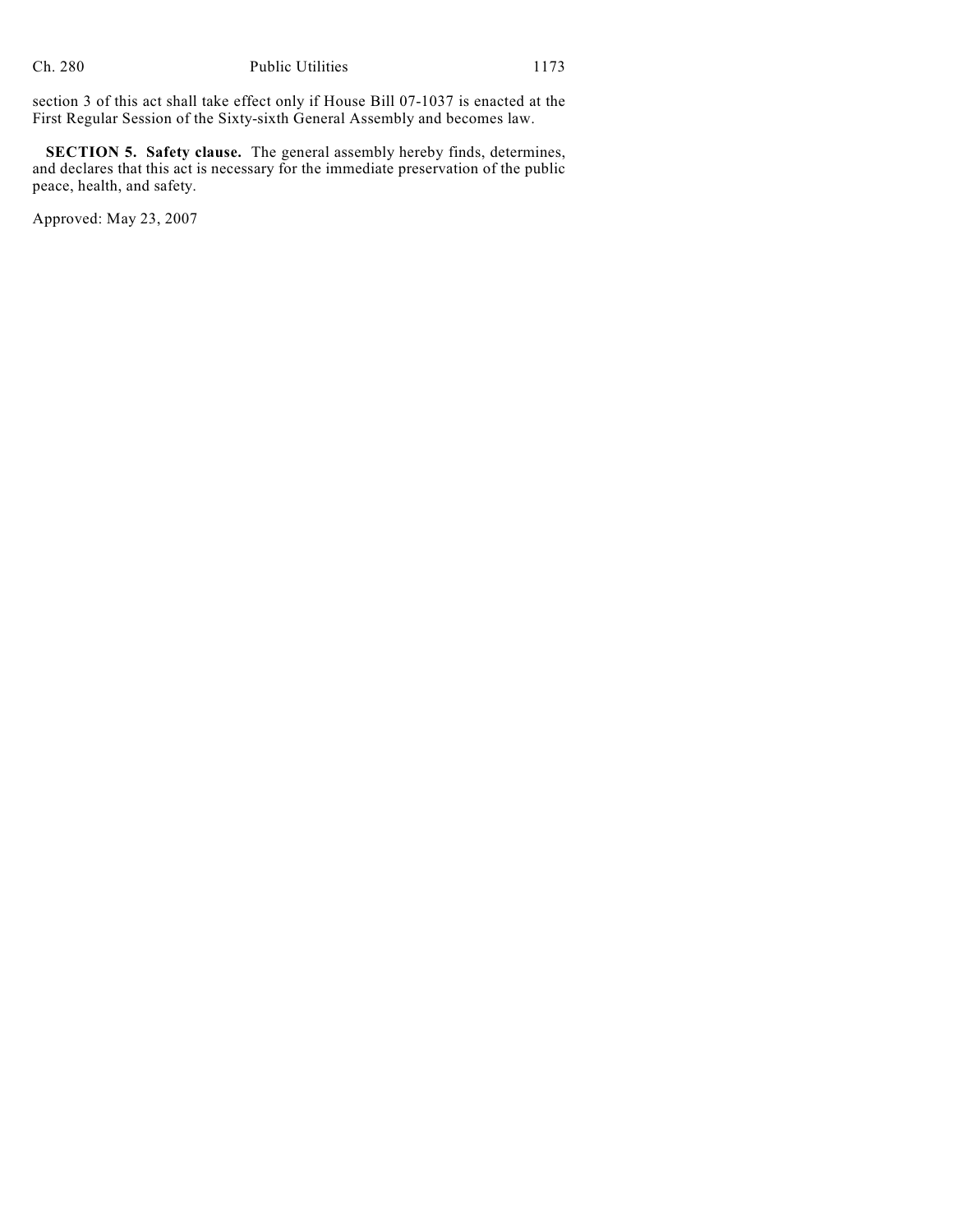section 3 of this act shall take effect only if House Bill 07-1037 is enacted at the First Regular Session of the Sixty-sixth General Assembly and becomes law.

**SECTION 5. Safety clause.** The general assembly hereby finds, determines, and declares that this act is necessary for the immediate preservation of the public peace, health, and safety.

Approved: May 23, 2007